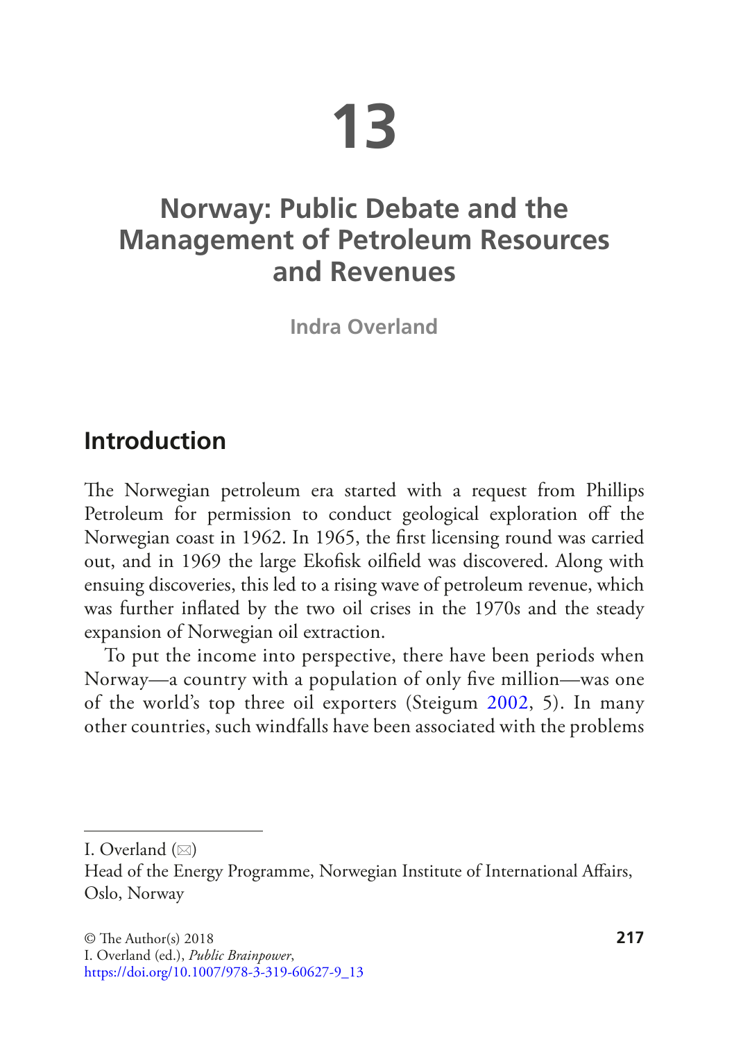# 13

# Norway: Public Debate and the Management of Petroleum Resources and Revenues

**Indra Overland**

## Introduction

The Norwegian petroleum era started with a request from Phillips Petroleum for permission to conduct geological exploration off the Norwegian coast in 1962. In 1965, the first licensing round was carried out, and in 1969 the large Ekofisk oilfield was discovered. Along with ensuing discoveries, this led to a rising wave of petroleum revenue, which was further inflated by the two oil crises in the 1970s and the steady expansion of Norwegian oil extraction.

To put the income into perspective, there have been periods when Norway—a country with a population of only five million—was one of the world's top three oil exporters (Steigum 2002, 5). In many other countries, such windfalls have been associated with the problems

---

I. Overland (✉)
Head of the Energy Programme, Norwegian Institute of International Affairs, Oslo, Norway

© The Author(s) 2018
I. Overland (ed.), *Public Brainpower*,
https://doi.org/10.1007/978-3-319-60627-9_13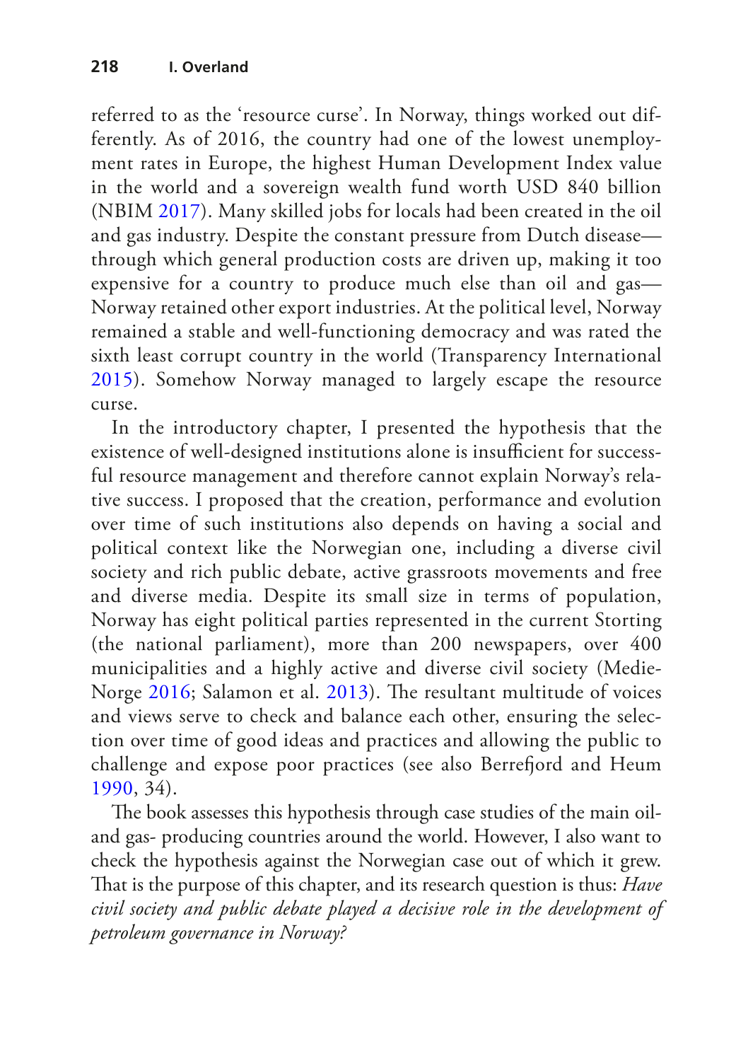referred to as the 'resource curse'. In Norway, things worked out differently. As of 2016, the country had one of the lowest unemployment rates in Europe, the highest Human Development Index value in the world and a sovereign wealth fund worth USD 840 billion (NBIM 2017). Many skilled jobs for locals had been created in the oil and gas industry. Despite the constant pressure from Dutch disease—through which general production costs are driven up, making it too expensive for a country to produce much else than oil and gas—Norway retained other export industries. At the political level, Norway remained a stable and well-functioning democracy and was rated the sixth least corrupt country in the world (Transparency International 2015). Somehow Norway managed to largely escape the resource curse.

In the introductory chapter, I presented the hypothesis that the existence of well-designed institutions alone is insufficient for successful resource management and therefore cannot explain Norway's relative success. I proposed that the creation, performance and evolution over time of such institutions also depends on having a social and political context like the Norwegian one, including a diverse civil society and rich public debate, active grassroots movements and free and diverse media. Despite its small size in terms of population, Norway has eight political parties represented in the current Storting (the national parliament), more than 200 newspapers, over 400 municipalities and a highly active and diverse civil society (Medie-Norge 2016; Salamon et al. 2013). The resultant multitude of voices and views serve to check and balance each other, ensuring the selection over time of good ideas and practices and allowing the public to challenge and expose poor practices (see also Berrefjord and Heum 1990, 34).

The book assesses this hypothesis through case studies of the main oil- and gas- producing countries around the world. However, I also want to check the hypothesis against the Norwegian case out of which it grew. That is the purpose of this chapter, and its research question is thus: *Have civil society and public debate played a decisive role in the development of petroleum governance in Norway?*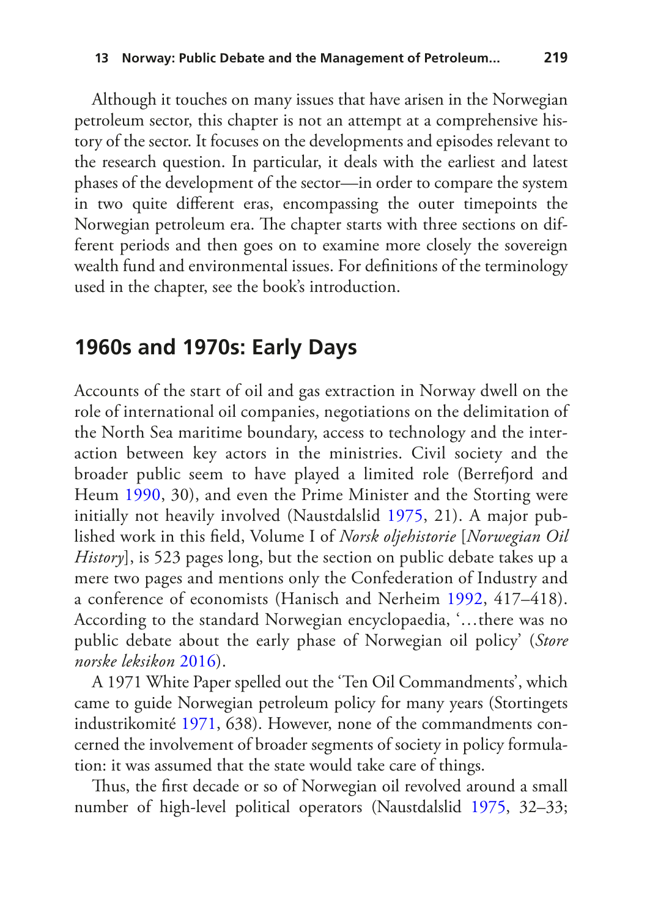Although it touches on many issues that have arisen in the Norwegian petroleum sector, this chapter is not an attempt at a comprehensive history of the sector. It focuses on the developments and episodes relevant to the research question. In particular, it deals with the earliest and latest phases of the development of the sector—in order to compare the system in two quite different eras, encompassing the outer timepoints the Norwegian petroleum era. The chapter starts with three sections on different periods and then goes on to examine more closely the sovereign wealth fund and environmental issues. For definitions of the terminology used in the chapter, see the book's introduction.

## 1960s and 1970s: Early Days

Accounts of the start of oil and gas extraction in Norway dwell on the role of international oil companies, negotiations on the delimitation of the North Sea maritime boundary, access to technology and the interaction between key actors in the ministries. Civil society and the broader public seem to have played a limited role (Berrefjord and Heum 1990, 30), and even the Prime Minister and the Storting were initially not heavily involved (Naustdalslid 1975, 21). A major published work in this field, Volume I of *Norsk oljehistorie* [*Norwegian Oil History*], is 523 pages long, but the section on public debate takes up a mere two pages and mentions only the Confederation of Industry and a conference of economists (Hanisch and Nerheim 1992, 417–418). According to the standard Norwegian encyclopaedia, '…there was no public debate about the early phase of Norwegian oil policy' (*Store norske leksikon* 2016).

A 1971 White Paper spelled out the 'Ten Oil Commandments', which came to guide Norwegian petroleum policy for many years (Stortingets industrikomité 1971, 638). However, none of the commandments concerned the involvement of broader segments of society in policy formulation: it was assumed that the state would take care of things.

Thus, the first decade or so of Norwegian oil revolved around a small number of high-level political operators (Naustdalslid 1975, 32–33;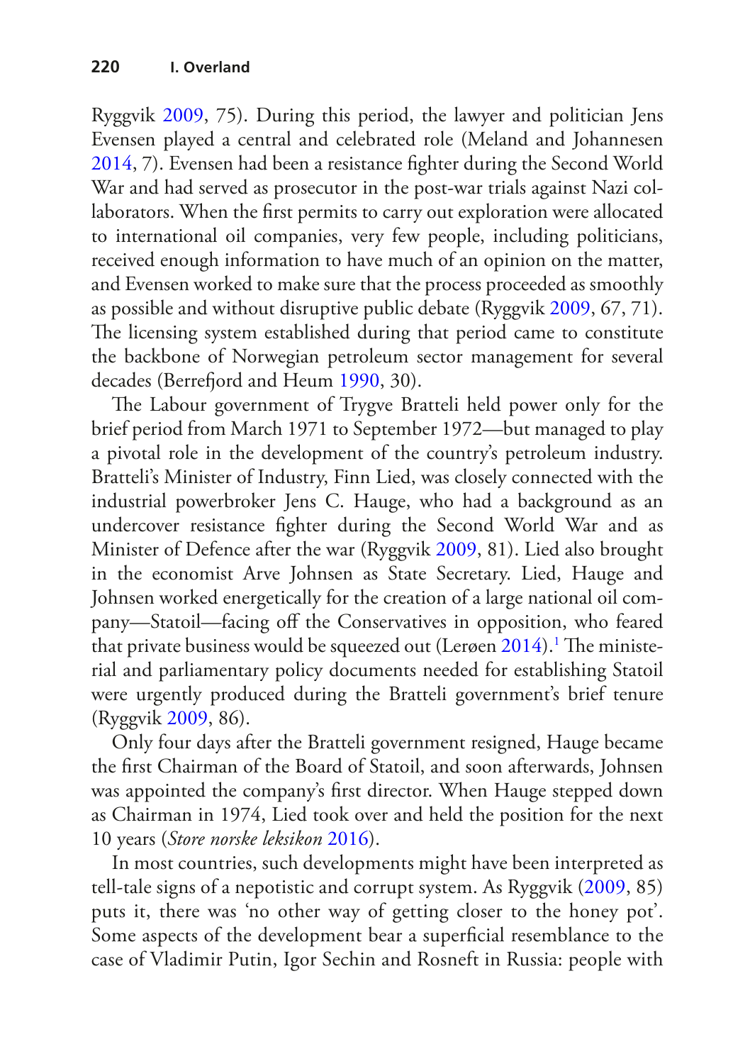Ryggvik 2009, 75). During this period, the lawyer and politician Jens Evensen played a central and celebrated role (Meland and Johannesen 2014, 7). Evensen had been a resistance fighter during the Second World War and had served as prosecutor in the post-war trials against Nazi collaborators. When the first permits to carry out exploration were allocated to international oil companies, very few people, including politicians, received enough information to have much of an opinion on the matter, and Evensen worked to make sure that the process proceeded as smoothly as possible and without disruptive public debate (Ryggvik 2009, 67, 71). The licensing system established during that period came to constitute the backbone of Norwegian petroleum sector management for several decades (Berrefjord and Heum 1990, 30).

The Labour government of Trygve Bratteli held power only for the brief period from March 1971 to September 1972—but managed to play a pivotal role in the development of the country's petroleum industry. Bratteli's Minister of Industry, Finn Lied, was closely connected with the industrial powerbroker Jens C. Hauge, who had a background as an undercover resistance fighter during the Second World War and as Minister of Defence after the war (Ryggvik 2009, 81). Lied also brought in the economist Arve Johnsen as State Secretary. Lied, Hauge and Johnsen worked energetically for the creation of a large national oil company—Statoil—facing off the Conservatives in opposition, who feared that private business would be squeezed out (Lerøen 2014).[1] The ministerial and parliamentary policy documents needed for establishing Statoil were urgently produced during the Bratteli government's brief tenure (Ryggvik 2009, 86).

Only four days after the Bratteli government resigned, Hauge became the first Chairman of the Board of Statoil, and soon afterwards, Johnsen was appointed the company's first director. When Hauge stepped down as Chairman in 1974, Lied took over and held the position for the next 10 years (*Store norske leksikon* 2016).

In most countries, such developments might have been interpreted as tell-tale signs of a nepotistic and corrupt system. As Ryggvik (2009, 85) puts it, there was 'no other way of getting closer to the honey pot'. Some aspects of the development bear a superficial resemblance to the case of Vladimir Putin, Igor Sechin and Rosneft in Russia: people with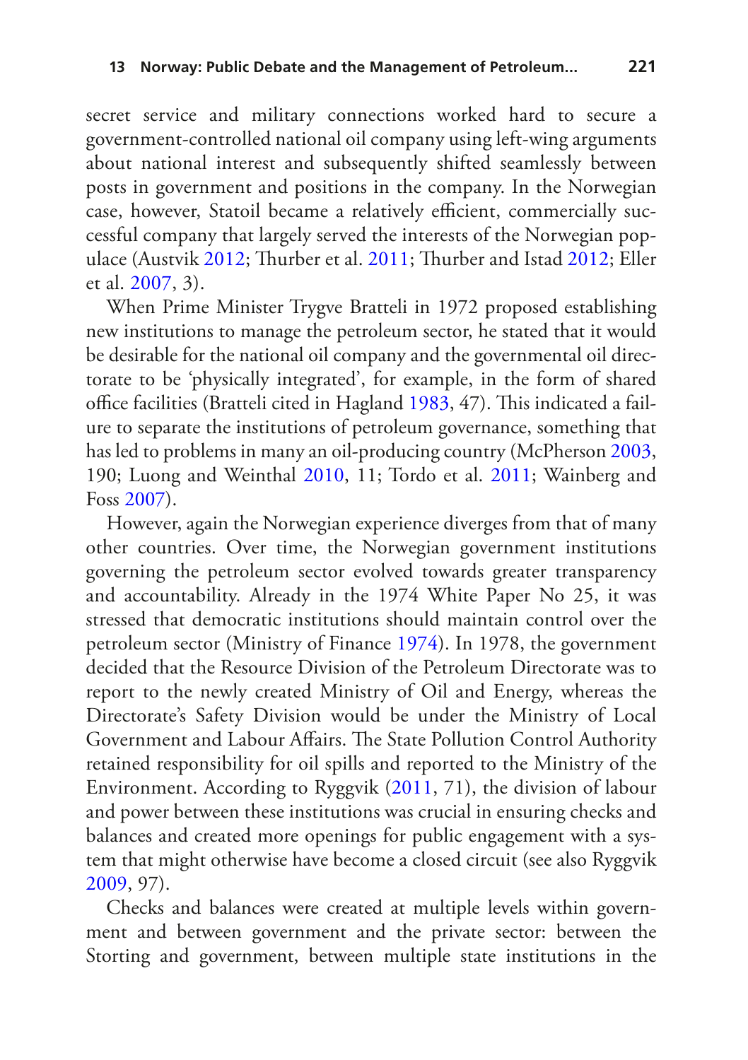secret service and military connections worked hard to secure a government-controlled national oil company using left-wing arguments about national interest and subsequently shifted seamlessly between posts in government and positions in the company. In the Norwegian case, however, Statoil became a relatively efficient, commercially successful company that largely served the interests of the Norwegian populace (Austvik 2012; Thurber et al. 2011; Thurber and Istad 2012; Eller et al. 2007, 3).

When Prime Minister Trygve Bratteli in 1972 proposed establishing new institutions to manage the petroleum sector, he stated that it would be desirable for the national oil company and the governmental oil directorate to be 'physically integrated', for example, in the form of shared office facilities (Bratteli cited in Hagland 1983, 47). This indicated a failure to separate the institutions of petroleum governance, something that has led to problems in many an oil-producing country (McPherson 2003, 190; Luong and Weinthal 2010, 11; Tordo et al. 2011; Wainberg and Foss 2007).

However, again the Norwegian experience diverges from that of many other countries. Over time, the Norwegian government institutions governing the petroleum sector evolved towards greater transparency and accountability. Already in the 1974 White Paper No 25, it was stressed that democratic institutions should maintain control over the petroleum sector (Ministry of Finance 1974). In 1978, the government decided that the Resource Division of the Petroleum Directorate was to report to the newly created Ministry of Oil and Energy, whereas the Directorate's Safety Division would be under the Ministry of Local Government and Labour Affairs. The State Pollution Control Authority retained responsibility for oil spills and reported to the Ministry of the Environment. According to Ryggvik (2011, 71), the division of labour and power between these institutions was crucial in ensuring checks and balances and created more openings for public engagement with a system that might otherwise have become a closed circuit (see also Ryggvik 2009, 97).

Checks and balances were created at multiple levels within government and between government and the private sector: between the Storting and government, between multiple state institutions in the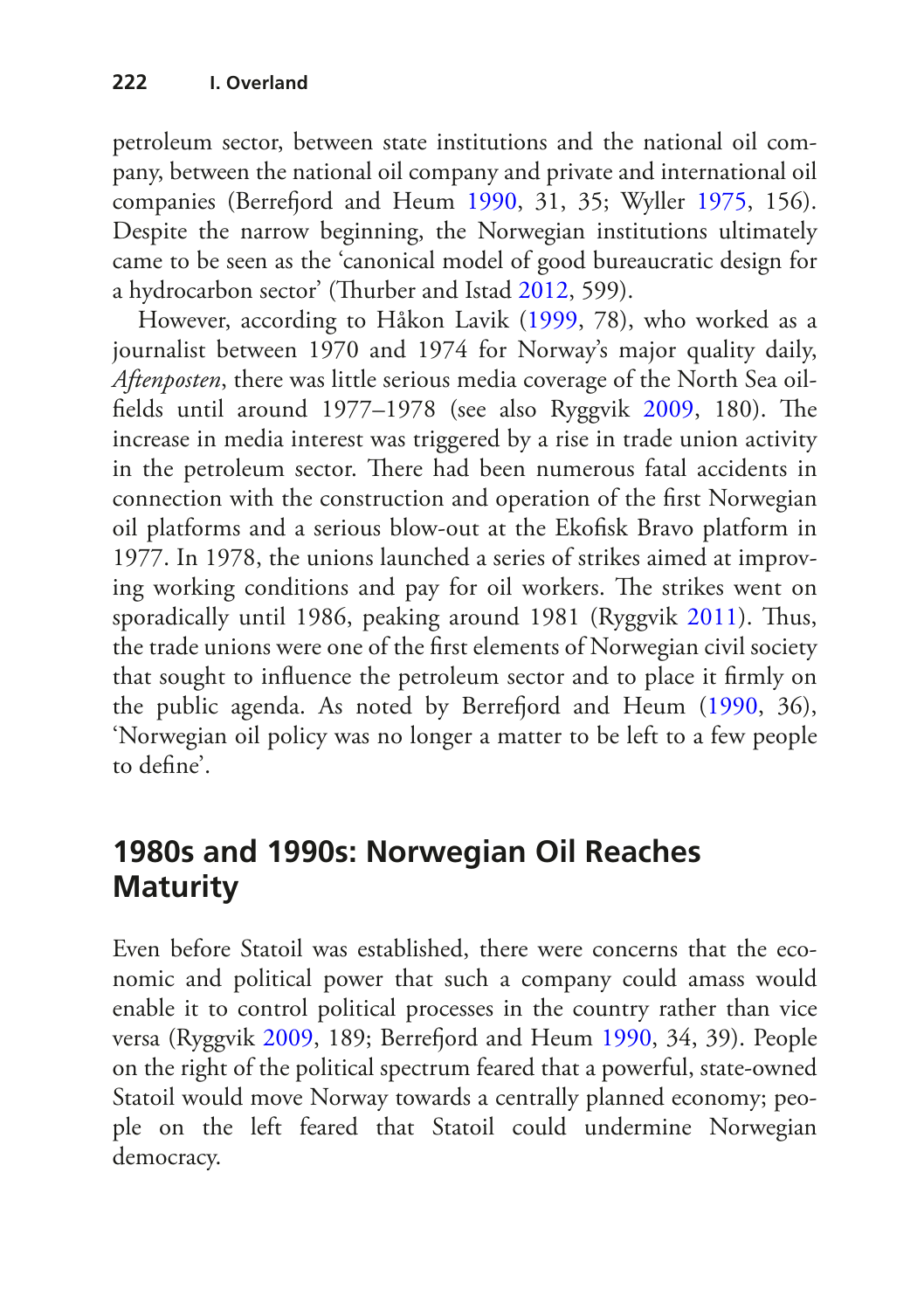petroleum sector, between state institutions and the national oil company, between the national oil company and private and international oil companies (Berrefjord and Heum 1990, 31, 35; Wyller 1975, 156). Despite the narrow beginning, the Norwegian institutions ultimately came to be seen as the 'canonical model of good bureaucratic design for a hydrocarbon sector' (Thurber and Istad 2012, 599).

However, according to Håkon Lavik (1999, 78), who worked as a journalist between 1970 and 1974 for Norway's major quality daily, *Aftenposten*, there was little serious media coverage of the North Sea oilfields until around 1977–1978 (see also Ryggvik 2009, 180). The increase in media interest was triggered by a rise in trade union activity in the petroleum sector. There had been numerous fatal accidents in connection with the construction and operation of the first Norwegian oil platforms and a serious blow-out at the Ekofisk Bravo platform in 1977. In 1978, the unions launched a series of strikes aimed at improving working conditions and pay for oil workers. The strikes went on sporadically until 1986, peaking around 1981 (Ryggvik 2011). Thus, the trade unions were one of the first elements of Norwegian civil society that sought to influence the petroleum sector and to place it firmly on the public agenda. As noted by Berrefjord and Heum (1990, 36), 'Norwegian oil policy was no longer a matter to be left to a few people to define'.

## 1980s and 1990s: Norwegian Oil Reaches Maturity

Even before Statoil was established, there were concerns that the economic and political power that such a company could amass would enable it to control political processes in the country rather than vice versa (Ryggvik 2009, 189; Berrefjord and Heum 1990, 34, 39). People on the right of the political spectrum feared that a powerful, state-owned Statoil would move Norway towards a centrally planned economy; people on the left feared that Statoil could undermine Norwegian democracy.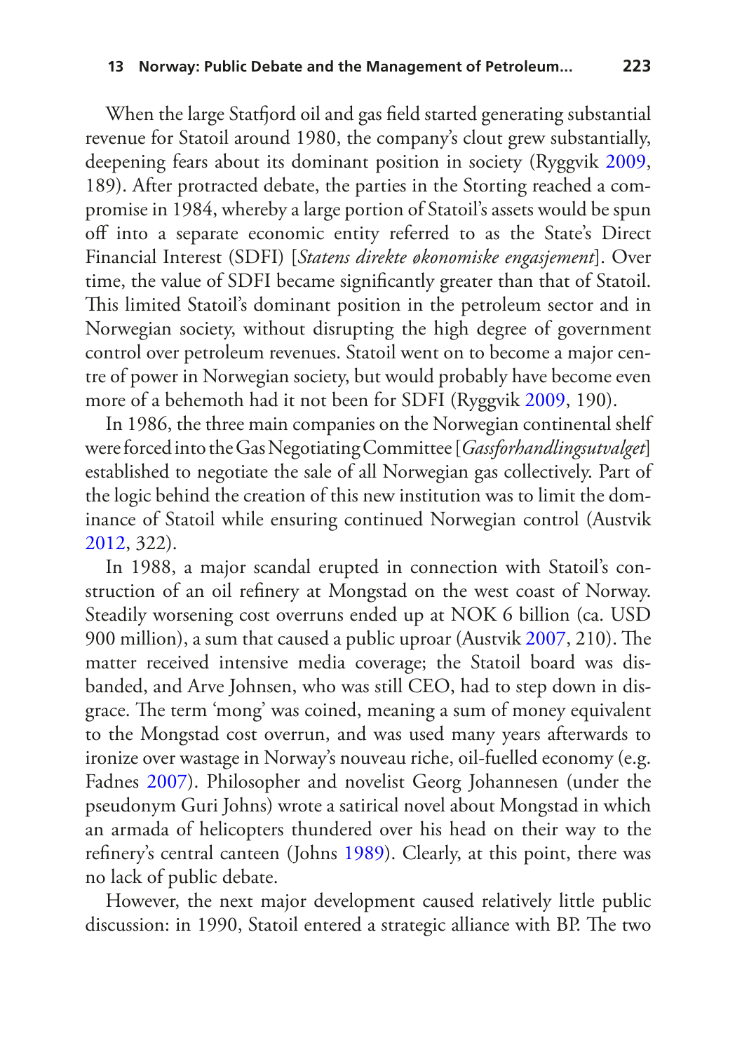When the large Statfjord oil and gas field started generating substantial revenue for Statoil around 1980, the company's clout grew substantially, deepening fears about its dominant position in society (Ryggvik 2009, 189). After protracted debate, the parties in the Storting reached a compromise in 1984, whereby a large portion of Statoil's assets would be spun off into a separate economic entity referred to as the State's Direct Financial Interest (SDFI) [*Statens direkte økonomiske engasjement*]. Over time, the value of SDFI became significantly greater than that of Statoil. This limited Statoil's dominant position in the petroleum sector and in Norwegian society, without disrupting the high degree of government control over petroleum revenues. Statoil went on to become a major centre of power in Norwegian society, but would probably have become even more of a behemoth had it not been for SDFI (Ryggvik 2009, 190).

In 1986, the three main companies on the Norwegian continental shelf were forced into the Gas Negotiating Committee [*Gassforhandlingsutvalget*] established to negotiate the sale of all Norwegian gas collectively. Part of the logic behind the creation of this new institution was to limit the dominance of Statoil while ensuring continued Norwegian control (Austvik 2012, 322).

In 1988, a major scandal erupted in connection with Statoil's construction of an oil refinery at Mongstad on the west coast of Norway. Steadily worsening cost overruns ended up at NOK 6 billion (ca. USD 900 million), a sum that caused a public uproar (Austvik 2007, 210). The matter received intensive media coverage; the Statoil board was disbanded, and Arve Johnsen, who was still CEO, had to step down in disgrace. The term 'mong' was coined, meaning a sum of money equivalent to the Mongstad cost overrun, and was used many years afterwards to ironize over wastage in Norway's nouveau riche, oil-fuelled economy (e.g. Fadnes 2007). Philosopher and novelist Georg Johannesen (under the pseudonym Guri Johns) wrote a satirical novel about Mongstad in which an armada of helicopters thundered over his head on their way to the refinery's central canteen (Johns 1989). Clearly, at this point, there was no lack of public debate.

However, the next major development caused relatively little public discussion: in 1990, Statoil entered a strategic alliance with BP. The two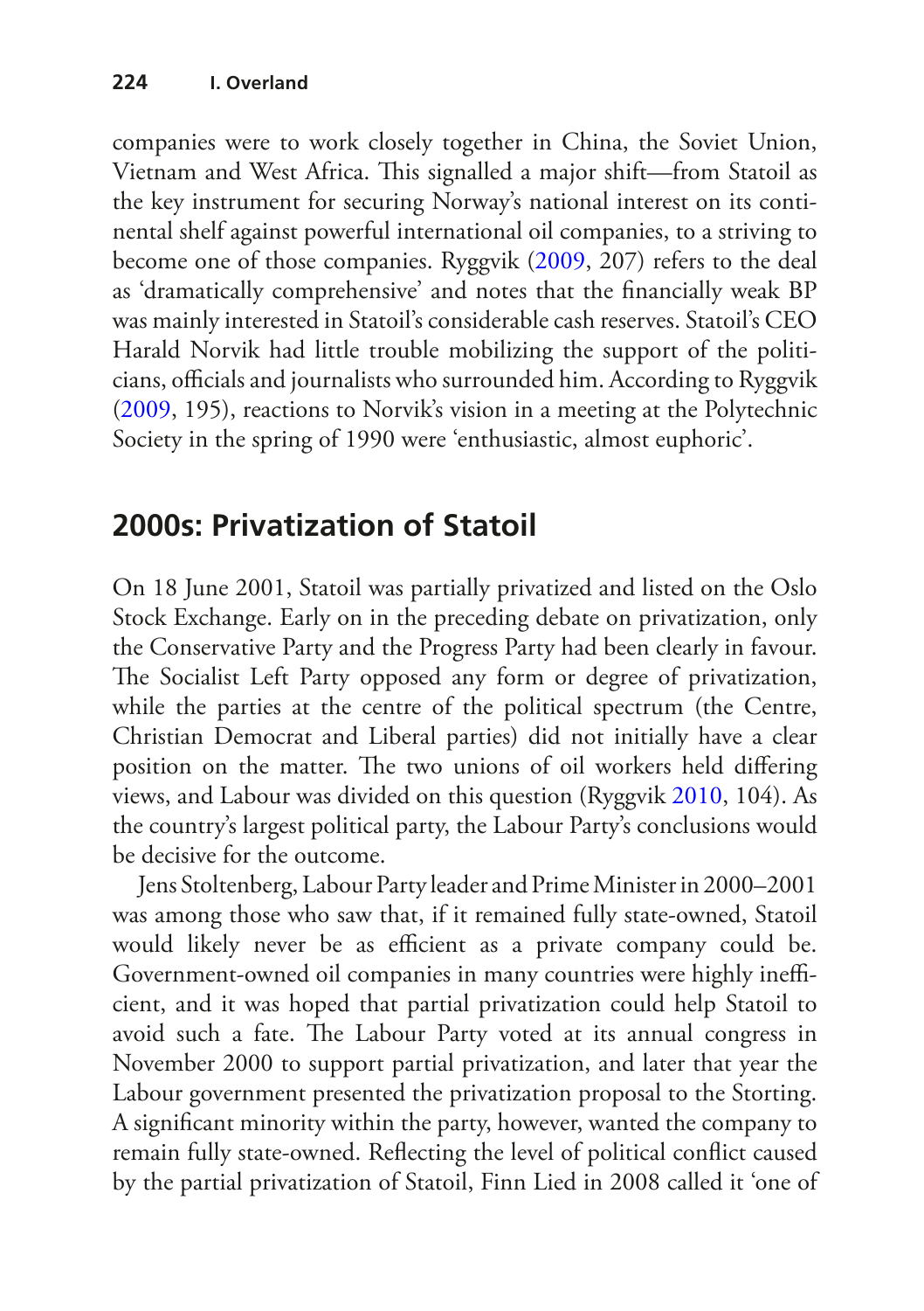companies were to work closely together in China, the Soviet Union, Vietnam and West Africa. This signalled a major shift—from Statoil as the key instrument for securing Norway's national interest on its continental shelf against powerful international oil companies, to a striving to become one of those companies. Ryggvik (2009, 207) refers to the deal as 'dramatically comprehensive' and notes that the financially weak BP was mainly interested in Statoil's considerable cash reserves. Statoil's CEO Harald Norvik had little trouble mobilizing the support of the politicians, officials and journalists who surrounded him. According to Ryggvik (2009, 195), reactions to Norvik's vision in a meeting at the Polytechnic Society in the spring of 1990 were 'enthusiastic, almost euphoric'.

## 2000s: Privatization of Statoil

On 18 June 2001, Statoil was partially privatized and listed on the Oslo Stock Exchange. Early on in the preceding debate on privatization, only the Conservative Party and the Progress Party had been clearly in favour. The Socialist Left Party opposed any form or degree of privatization, while the parties at the centre of the political spectrum (the Centre, Christian Democrat and Liberal parties) did not initially have a clear position on the matter. The two unions of oil workers held differing views, and Labour was divided on this question (Ryggvik 2010, 104). As the country's largest political party, the Labour Party's conclusions would be decisive for the outcome.

Jens Stoltenberg, Labour Party leader and Prime Minister in 2000–2001 was among those who saw that, if it remained fully state-owned, Statoil would likely never be as efficient as a private company could be. Government-owned oil companies in many countries were highly inefficient, and it was hoped that partial privatization could help Statoil to avoid such a fate. The Labour Party voted at its annual congress in November 2000 to support partial privatization, and later that year the Labour government presented the privatization proposal to the Storting. A significant minority within the party, however, wanted the company to remain fully state-owned. Reflecting the level of political conflict caused by the partial privatization of Statoil, Finn Lied in 2008 called it 'one of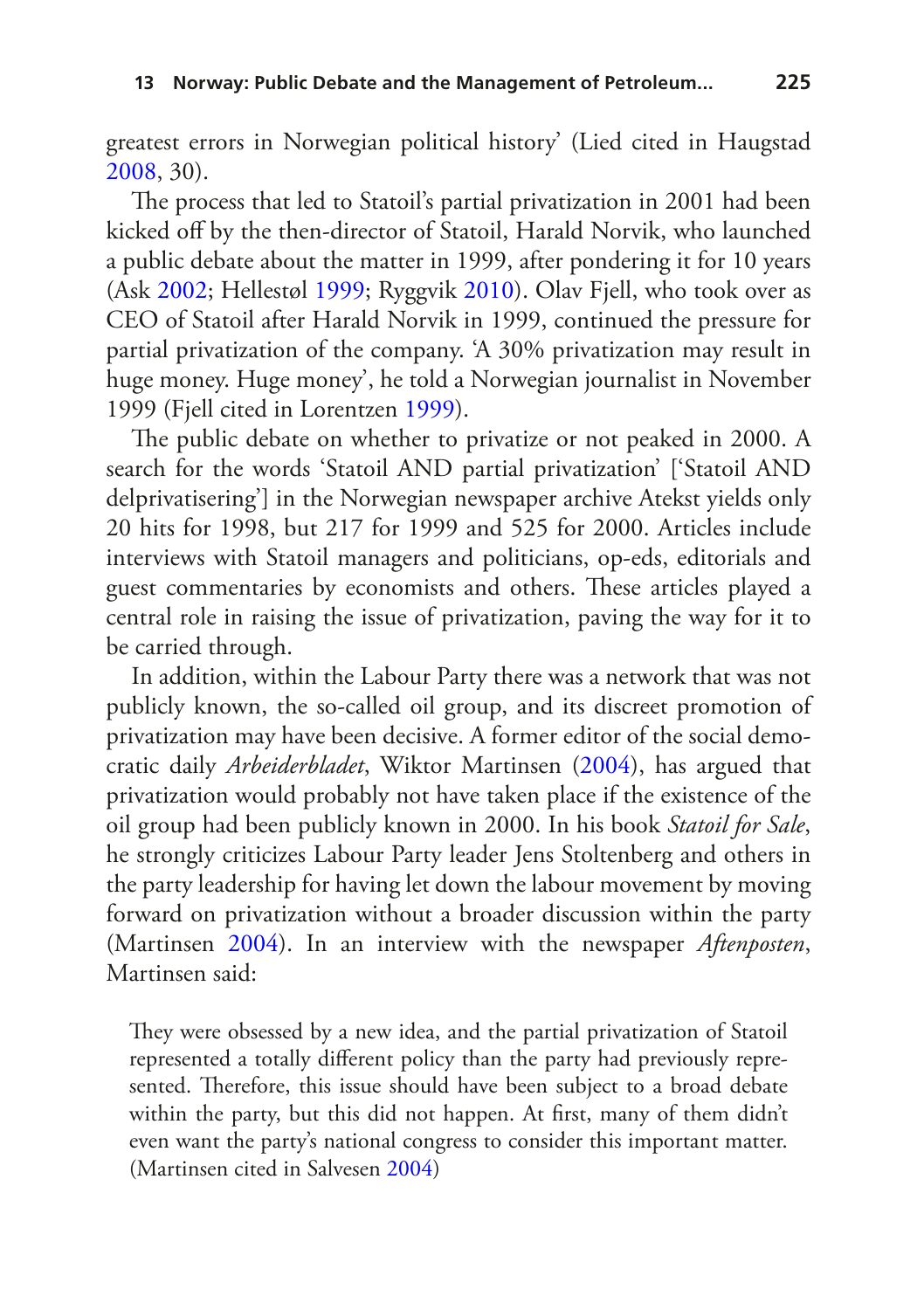greatest errors in Norwegian political history' (Lied cited in Haugstad 2008, 30).

The process that led to Statoil's partial privatization in 2001 had been kicked off by the then-director of Statoil, Harald Norvik, who launched a public debate about the matter in 1999, after pondering it for 10 years (Ask 2002; Hellestøl 1999; Ryggvik 2010). Olav Fjell, who took over as CEO of Statoil after Harald Norvik in 1999, continued the pressure for partial privatization of the company. 'A 30% privatization may result in huge money. Huge money', he told a Norwegian journalist in November 1999 (Fjell cited in Lorentzen 1999).

The public debate on whether to privatize or not peaked in 2000. A search for the words 'Statoil AND partial privatization' ['Statoil AND delprivatisering'] in the Norwegian newspaper archive Atekst yields only 20 hits for 1998, but 217 for 1999 and 525 for 2000. Articles include interviews with Statoil managers and politicians, op-eds, editorials and guest commentaries by economists and others. These articles played a central role in raising the issue of privatization, paving the way for it to be carried through.

In addition, within the Labour Party there was a network that was not publicly known, the so-called oil group, and its discreet promotion of privatization may have been decisive. A former editor of the social democratic daily *Arbeiderbladet*, Wiktor Martinsen (2004), has argued that privatization would probably not have taken place if the existence of the oil group had been publicly known in 2000. In his book *Statoil for Sale*, he strongly criticizes Labour Party leader Jens Stoltenberg and others in the party leadership for having let down the labour movement by moving forward on privatization without a broader discussion within the party (Martinsen 2004). In an interview with the newspaper *Aftenposten*, Martinsen said:

> They were obsessed by a new idea, and the partial privatization of Statoil represented a totally different policy than the party had previously represented. Therefore, this issue should have been subject to a broad debate within the party, but this did not happen. At first, many of them didn't even want the party's national congress to consider this important matter. (Martinsen cited in Salvesen 2004)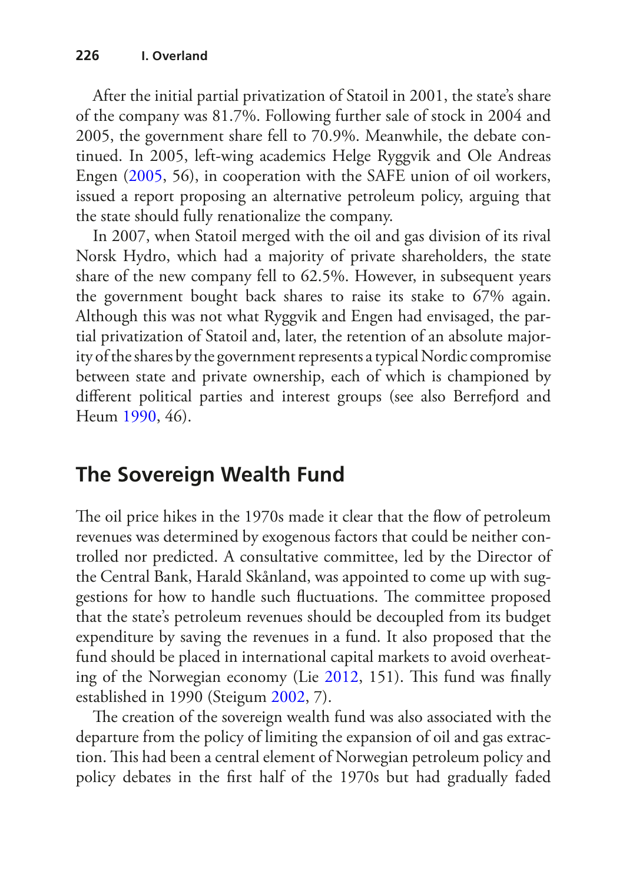After the initial partial privatization of Statoil in 2001, the state's share of the company was 81.7%. Following further sale of stock in 2004 and 2005, the government share fell to 70.9%. Meanwhile, the debate continued. In 2005, left-wing academics Helge Ryggvik and Ole Andreas Engen (2005, 56), in cooperation with the SAFE union of oil workers, issued a report proposing an alternative petroleum policy, arguing that the state should fully renationalize the company.

In 2007, when Statoil merged with the oil and gas division of its rival Norsk Hydro, which had a majority of private shareholders, the state share of the new company fell to 62.5%. However, in subsequent years the government bought back shares to raise its stake to 67% again. Although this was not what Ryggvik and Engen had envisaged, the partial privatization of Statoil and, later, the retention of an absolute majority of the shares by the government represents a typical Nordic compromise between state and private ownership, each of which is championed by different political parties and interest groups (see also Berrefjord and Heum 1990, 46).

## The Sovereign Wealth Fund

The oil price hikes in the 1970s made it clear that the flow of petroleum revenues was determined by exogenous factors that could be neither controlled nor predicted. A consultative committee, led by the Director of the Central Bank, Harald Skånland, was appointed to come up with suggestions for how to handle such fluctuations. The committee proposed that the state's petroleum revenues should be decoupled from its budget expenditure by saving the revenues in a fund. It also proposed that the fund should be placed in international capital markets to avoid overheating of the Norwegian economy (Lie 2012, 151). This fund was finally established in 1990 (Steigum 2002, 7).

The creation of the sovereign wealth fund was also associated with the departure from the policy of limiting the expansion of oil and gas extraction. This had been a central element of Norwegian petroleum policy and policy debates in the first half of the 1970s but had gradually faded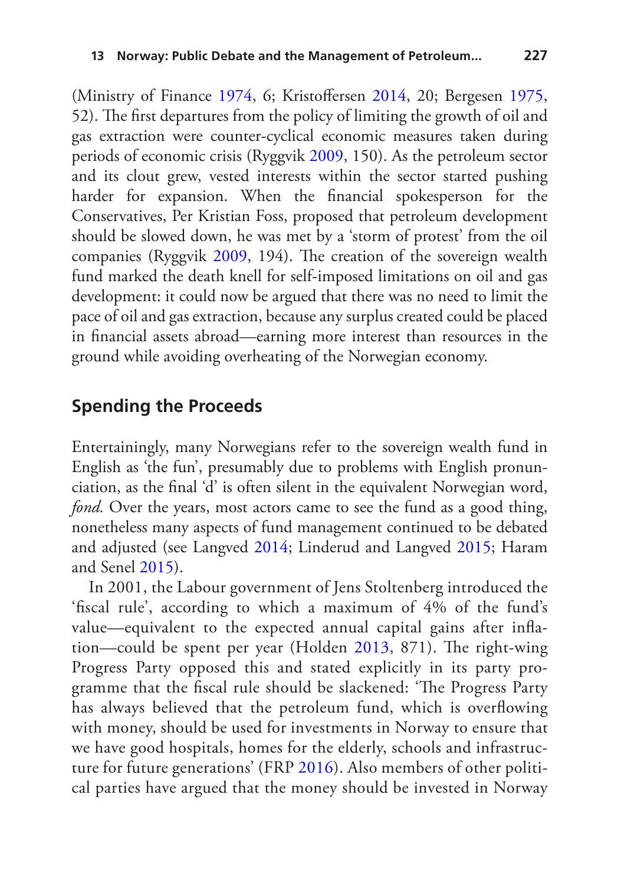(Ministry of Finance 1974, 6; Kristoffersen 2014, 20; Bergesen 1975, 52). The first departures from the policy of limiting the growth of oil and gas extraction were counter-cyclical economic measures taken during periods of economic crisis (Ryggvik 2009, 150). As the petroleum sector and its clout grew, vested interests within the sector started pushing harder for expansion. When the financial spokesperson for the Conservatives, Per Kristian Foss, proposed that petroleum development should be slowed down, he was met by a 'storm of protest' from the oil companies (Ryggvik 2009, 194). The creation of the sovereign wealth fund marked the death knell for self-imposed limitations on oil and gas development: it could now be argued that there was no need to limit the pace of oil and gas extraction, because any surplus created could be placed in financial assets abroad—earning more interest than resources in the ground while avoiding overheating of the Norwegian economy.

## Spending the Proceeds

Entertainingly, many Norwegians refer to the sovereign wealth fund in English as 'the fun', presumably due to problems with English pronunciation, as the final 'd' is often silent in the equivalent Norwegian word, *fond.* Over the years, most actors came to see the fund as a good thing, nonetheless many aspects of fund management continued to be debated and adjusted (see Langved 2014; Linderud and Langved 2015; Haram and Senel 2015).

In 2001, the Labour government of Jens Stoltenberg introduced the 'fiscal rule', according to which a maximum of 4% of the fund's value—equivalent to the expected annual capital gains after inflation—could be spent per year (Holden 2013, 871). The right-wing Progress Party opposed this and stated explicitly in its party programme that the fiscal rule should be slackened: 'The Progress Party has always believed that the petroleum fund, which is overflowing with money, should be used for investments in Norway to ensure that we have good hospitals, homes for the elderly, schools and infrastructure for future generations' (FRP 2016). Also members of other political parties have argued that the money should be invested in Norway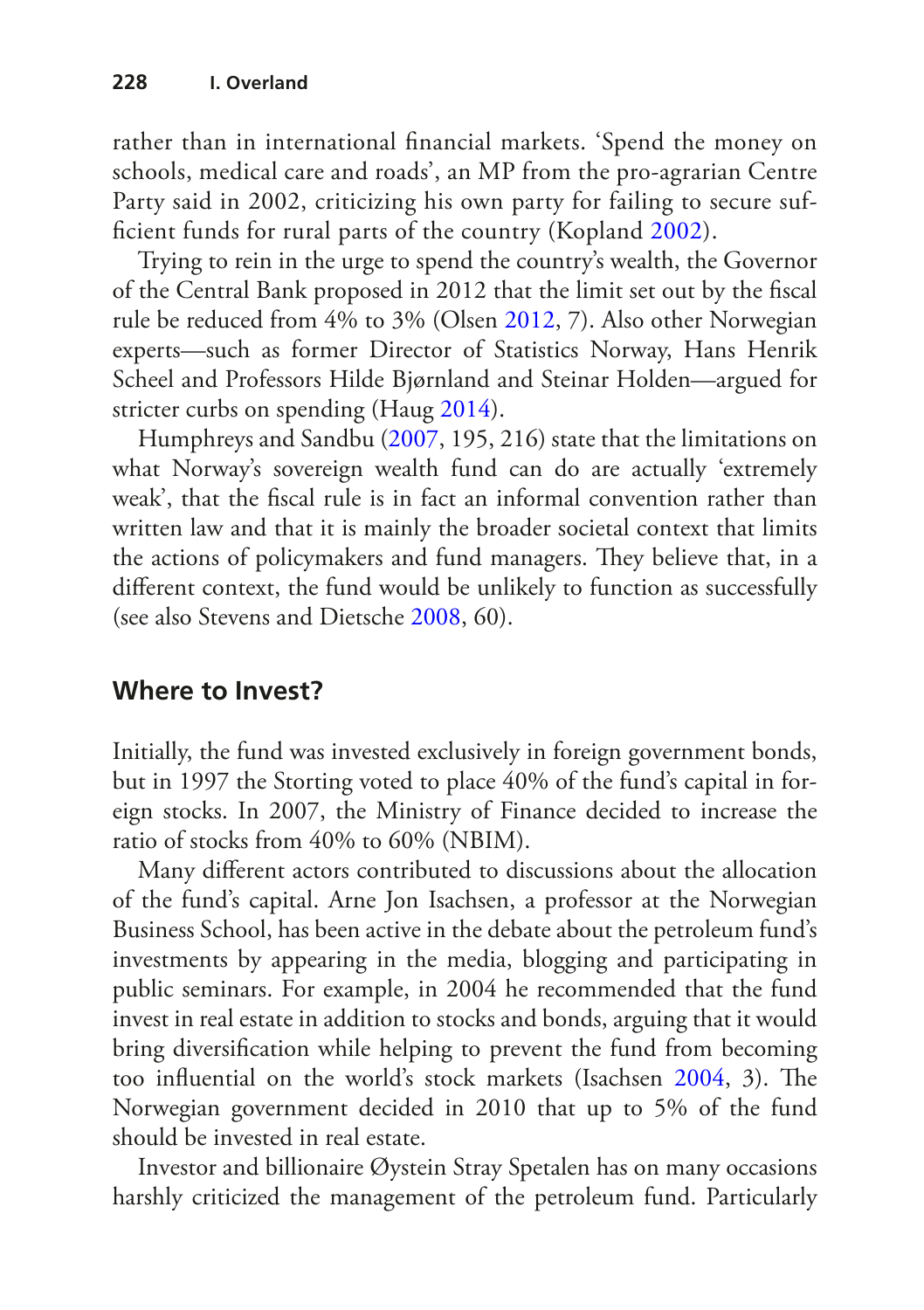rather than in international financial markets. 'Spend the money on schools, medical care and roads', an MP from the pro-agrarian Centre Party said in 2002, criticizing his own party for failing to secure sufficient funds for rural parts of the country (Kopland 2002).

Trying to rein in the urge to spend the country's wealth, the Governor of the Central Bank proposed in 2012 that the limit set out by the fiscal rule be reduced from 4% to 3% (Olsen 2012, 7). Also other Norwegian experts—such as former Director of Statistics Norway, Hans Henrik Scheel and Professors Hilde Bjørnland and Steinar Holden—argued for stricter curbs on spending (Haug 2014).

Humphreys and Sandbu (2007, 195, 216) state that the limitations on what Norway's sovereign wealth fund can do are actually 'extremely weak', that the fiscal rule is in fact an informal convention rather than written law and that it is mainly the broader societal context that limits the actions of policymakers and fund managers. They believe that, in a different context, the fund would be unlikely to function as successfully (see also Stevens and Dietsche 2008, 60).

## Where to Invest?

Initially, the fund was invested exclusively in foreign government bonds, but in 1997 the Storting voted to place 40% of the fund's capital in foreign stocks. In 2007, the Ministry of Finance decided to increase the ratio of stocks from 40% to 60% (NBIM).

Many different actors contributed to discussions about the allocation of the fund's capital. Arne Jon Isachsen, a professor at the Norwegian Business School, has been active in the debate about the petroleum fund's investments by appearing in the media, blogging and participating in public seminars. For example, in 2004 he recommended that the fund invest in real estate in addition to stocks and bonds, arguing that it would bring diversification while helping to prevent the fund from becoming too influential on the world's stock markets (Isachsen 2004, 3). The Norwegian government decided in 2010 that up to 5% of the fund should be invested in real estate.

Investor and billionaire Øystein Stray Spetalen has on many occasions harshly criticized the management of the petroleum fund. Particularly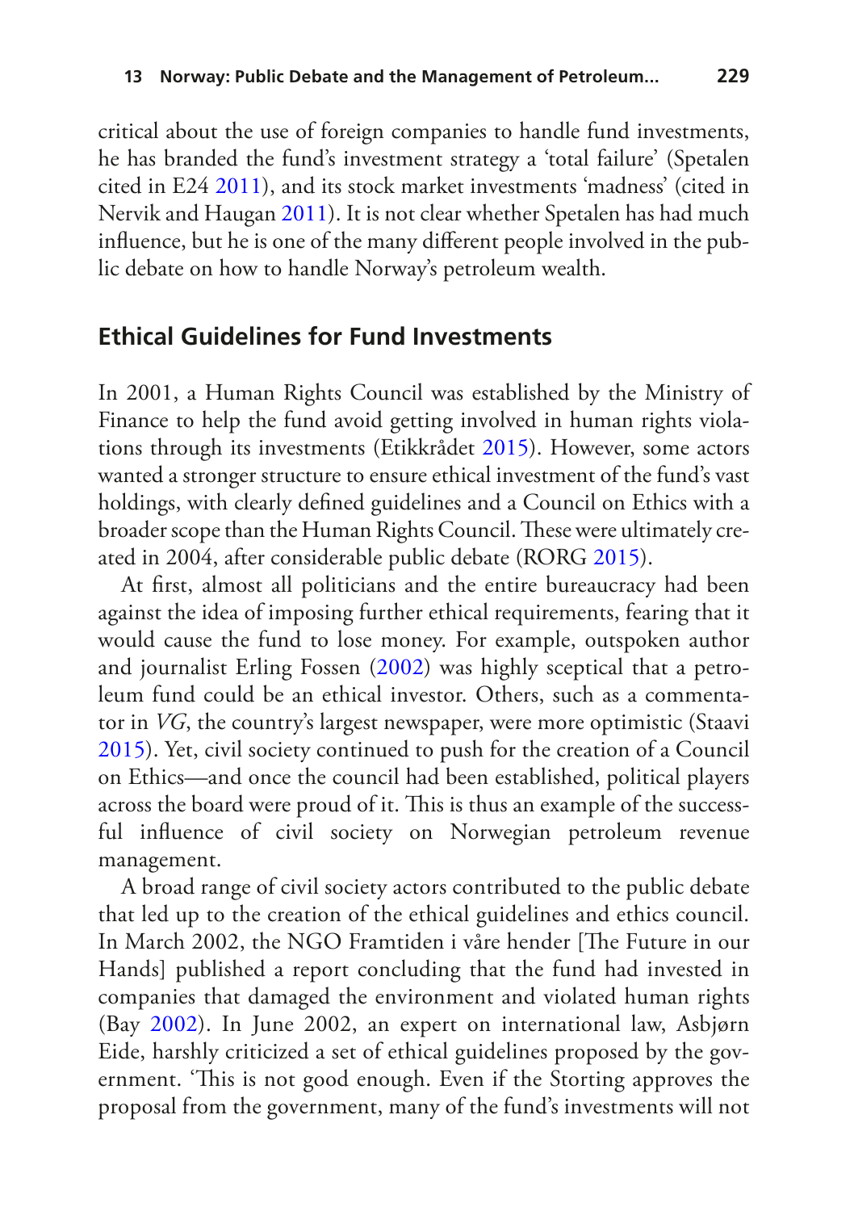critical about the use of foreign companies to handle fund investments, he has branded the fund's investment strategy a 'total failure' (Spetalen cited in E24 2011), and its stock market investments 'madness' (cited in Nervik and Haugan 2011). It is not clear whether Spetalen has had much influence, but he is one of the many different people involved in the public debate on how to handle Norway's petroleum wealth.

## Ethical Guidelines for Fund Investments

In 2001, a Human Rights Council was established by the Ministry of Finance to help the fund avoid getting involved in human rights violations through its investments (Etikkrådet 2015). However, some actors wanted a stronger structure to ensure ethical investment of the fund's vast holdings, with clearly defined guidelines and a Council on Ethics with a broader scope than the Human Rights Council. These were ultimately created in 2004, after considerable public debate (RORG 2015).

At first, almost all politicians and the entire bureaucracy had been against the idea of imposing further ethical requirements, fearing that it would cause the fund to lose money. For example, outspoken author and journalist Erling Fossen (2002) was highly sceptical that a petroleum fund could be an ethical investor. Others, such as a commentator in *VG*, the country's largest newspaper, were more optimistic (Staavi 2015). Yet, civil society continued to push for the creation of a Council on Ethics—and once the council had been established, political players across the board were proud of it. This is thus an example of the successful influence of civil society on Norwegian petroleum revenue management.

A broad range of civil society actors contributed to the public debate that led up to the creation of the ethical guidelines and ethics council. In March 2002, the NGO Framtiden i våre hender [The Future in our Hands] published a report concluding that the fund had invested in companies that damaged the environment and violated human rights (Bay 2002). In June 2002, an expert on international law, Asbjørn Eide, harshly criticized a set of ethical guidelines proposed by the government. 'This is not good enough. Even if the Storting approves the proposal from the government, many of the fund's investments will not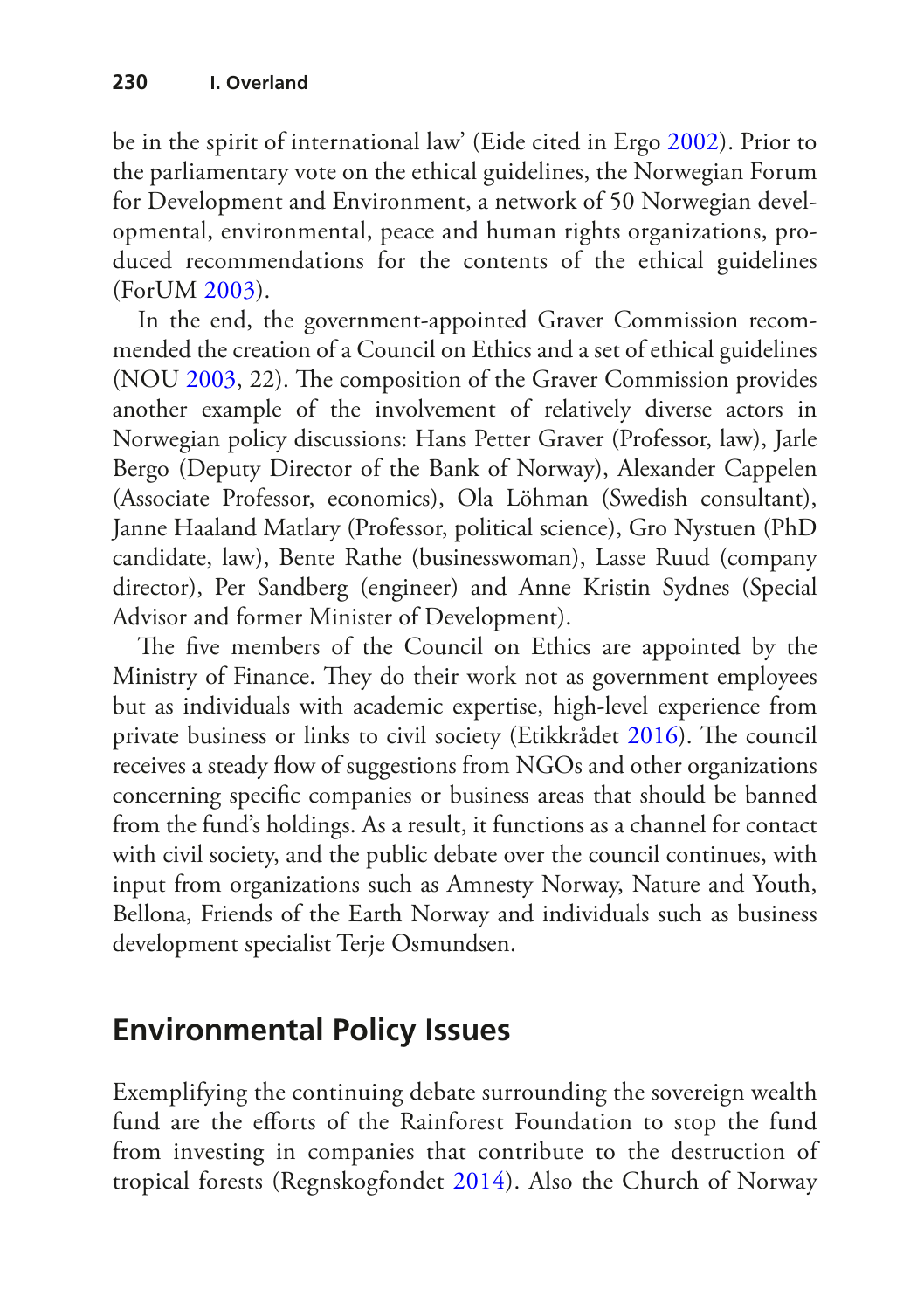be in the spirit of international law' (Eide cited in Ergo 2002). Prior to the parliamentary vote on the ethical guidelines, the Norwegian Forum for Development and Environment, a network of 50 Norwegian developmental, environmental, peace and human rights organizations, produced recommendations for the contents of the ethical guidelines (ForUM 2003).

In the end, the government-appointed Graver Commission recommended the creation of a Council on Ethics and a set of ethical guidelines (NOU 2003, 22). The composition of the Graver Commission provides another example of the involvement of relatively diverse actors in Norwegian policy discussions: Hans Petter Graver (Professor, law), Jarle Bergo (Deputy Director of the Bank of Norway), Alexander Cappelen (Associate Professor, economics), Ola Löhman (Swedish consultant), Janne Haaland Matlary (Professor, political science), Gro Nystuen (PhD candidate, law), Bente Rathe (businesswoman), Lasse Ruud (company director), Per Sandberg (engineer) and Anne Kristin Sydnes (Special Advisor and former Minister of Development).

The five members of the Council on Ethics are appointed by the Ministry of Finance. They do their work not as government employees but as individuals with academic expertise, high-level experience from private business or links to civil society (Etikkrådet 2016). The council receives a steady flow of suggestions from NGOs and other organizations concerning specific companies or business areas that should be banned from the fund's holdings. As a result, it functions as a channel for contact with civil society, and the public debate over the council continues, with input from organizations such as Amnesty Norway, Nature and Youth, Bellona, Friends of the Earth Norway and individuals such as business development specialist Terje Osmundsen.

## Environmental Policy Issues

Exemplifying the continuing debate surrounding the sovereign wealth fund are the efforts of the Rainforest Foundation to stop the fund from investing in companies that contribute to the destruction of tropical forests (Regnskogfondet 2014). Also the Church of Norway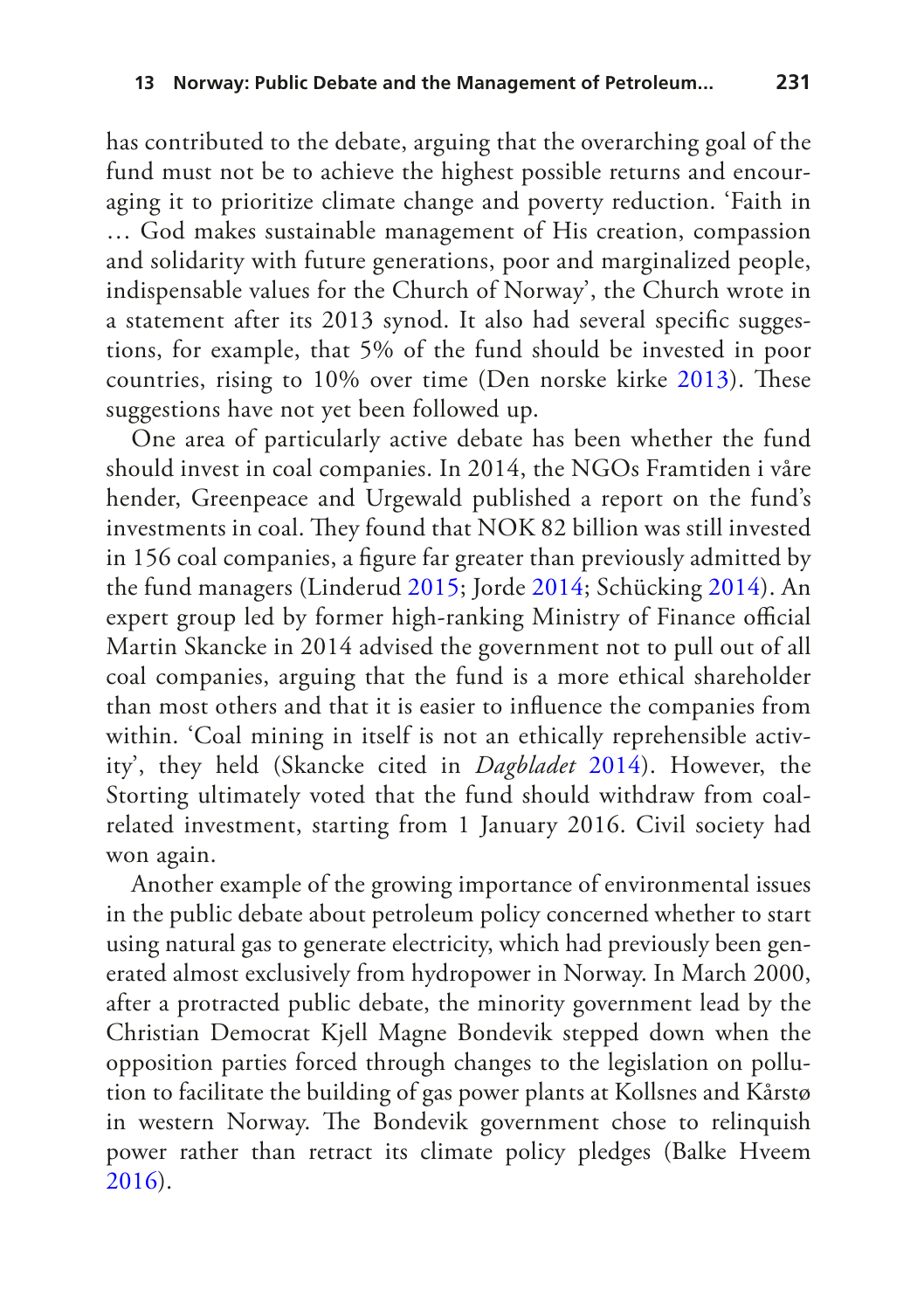has contributed to the debate, arguing that the overarching goal of the fund must not be to achieve the highest possible returns and encouraging it to prioritize climate change and poverty reduction. 'Faith in … God makes sustainable management of His creation, compassion and solidarity with future generations, poor and marginalized people, indispensable values for the Church of Norway', the Church wrote in a statement after its 2013 synod. It also had several specific suggestions, for example, that 5% of the fund should be invested in poor countries, rising to 10% over time (Den norske kirke 2013). These suggestions have not yet been followed up.

One area of particularly active debate has been whether the fund should invest in coal companies. In 2014, the NGOs Framtiden i våre hender, Greenpeace and Urgewald published a report on the fund's investments in coal. They found that NOK 82 billion was still invested in 156 coal companies, a figure far greater than previously admitted by the fund managers (Linderud 2015; Jorde 2014; Schücking 2014). An expert group led by former high-ranking Ministry of Finance official Martin Skancke in 2014 advised the government not to pull out of all coal companies, arguing that the fund is a more ethical shareholder than most others and that it is easier to influence the companies from within. 'Coal mining in itself is not an ethically reprehensible activity', they held (Skancke cited in *Dagbladet* 2014). However, the Storting ultimately voted that the fund should withdraw from coal-related investment, starting from 1 January 2016. Civil society had won again.

Another example of the growing importance of environmental issues in the public debate about petroleum policy concerned whether to start using natural gas to generate electricity, which had previously been generated almost exclusively from hydropower in Norway. In March 2000, after a protracted public debate, the minority government lead by the Christian Democrat Kjell Magne Bondevik stepped down when the opposition parties forced through changes to the legislation on pollution to facilitate the building of gas power plants at Kollsnes and Kårstø in western Norway. The Bondevik government chose to relinquish power rather than retract its climate policy pledges (Balke Hveem 2016).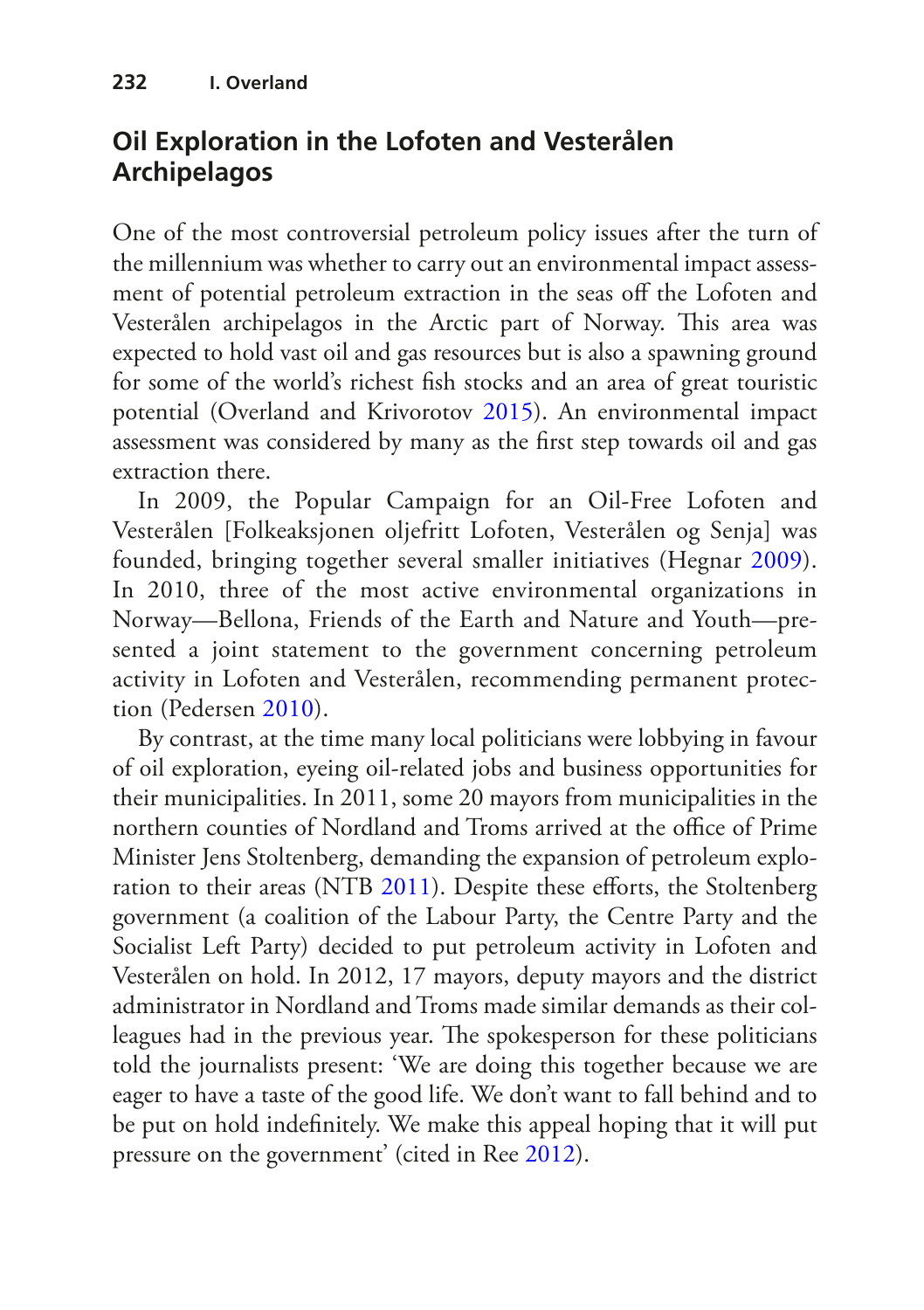## Oil Exploration in the Lofoten and Vesterålen Archipelagos

One of the most controversial petroleum policy issues after the turn of the millennium was whether to carry out an environmental impact assessment of potential petroleum extraction in the seas off the Lofoten and Vesterålen archipelagos in the Arctic part of Norway. This area was expected to hold vast oil and gas resources but is also a spawning ground for some of the world's richest fish stocks and an area of great touristic potential (Overland and Krivorotov 2015). An environmental impact assessment was considered by many as the first step towards oil and gas extraction there.

In 2009, the Popular Campaign for an Oil-Free Lofoten and Vesterålen [Folkeaksjonen oljefritt Lofoten, Vesterålen og Senja] was founded, bringing together several smaller initiatives (Hegnar 2009). In 2010, three of the most active environmental organizations in Norway—Bellona, Friends of the Earth and Nature and Youth—presented a joint statement to the government concerning petroleum activity in Lofoten and Vesterålen, recommending permanent protection (Pedersen 2010).

By contrast, at the time many local politicians were lobbying in favour of oil exploration, eyeing oil-related jobs and business opportunities for their municipalities. In 2011, some 20 mayors from municipalities in the northern counties of Nordland and Troms arrived at the office of Prime Minister Jens Stoltenberg, demanding the expansion of petroleum exploration to their areas (NTB 2011). Despite these efforts, the Stoltenberg government (a coalition of the Labour Party, the Centre Party and the Socialist Left Party) decided to put petroleum activity in Lofoten and Vesterålen on hold. In 2012, 17 mayors, deputy mayors and the district administrator in Nordland and Troms made similar demands as their colleagues had in the previous year. The spokesperson for these politicians told the journalists present: 'We are doing this together because we are eager to have a taste of the good life. We don't want to fall behind and to be put on hold indefinitely. We make this appeal hoping that it will put pressure on the government' (cited in Ree 2012).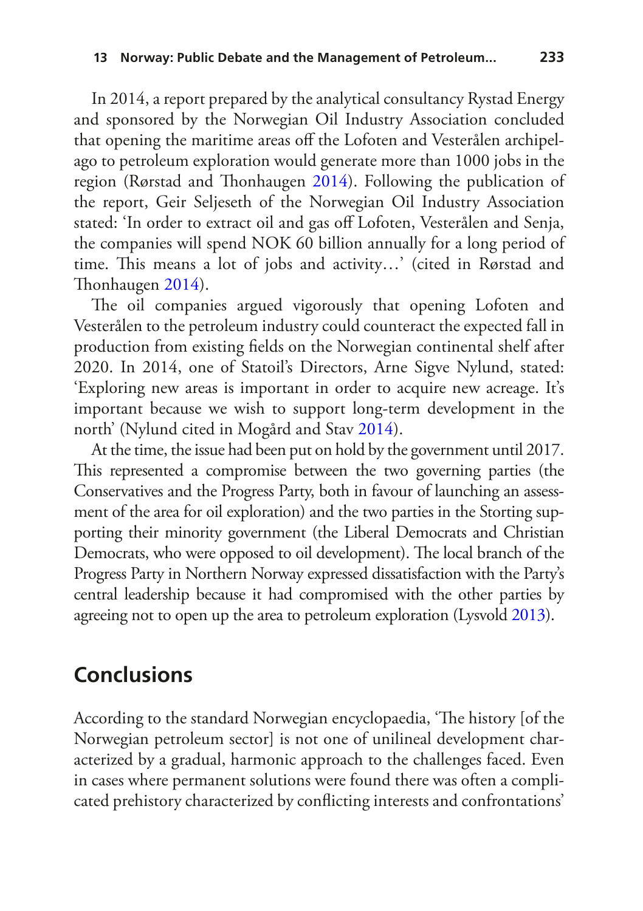In 2014, a report prepared by the analytical consultancy Rystad Energy and sponsored by the Norwegian Oil Industry Association concluded that opening the maritime areas off the Lofoten and Vesterålen archipelago to petroleum exploration would generate more than 1000 jobs in the region (Rørstad and Thonhaugen 2014). Following the publication of the report, Geir Seljeseth of the Norwegian Oil Industry Association stated: 'In order to extract oil and gas off Lofoten, Vesterålen and Senja, the companies will spend NOK 60 billion annually for a long period of time. This means a lot of jobs and activity…' (cited in Rørstad and Thonhaugen 2014).

The oil companies argued vigorously that opening Lofoten and Vesterålen to the petroleum industry could counteract the expected fall in production from existing fields on the Norwegian continental shelf after 2020. In 2014, one of Statoil's Directors, Arne Sigve Nylund, stated: 'Exploring new areas is important in order to acquire new acreage. It's important because we wish to support long-term development in the north' (Nylund cited in Mogård and Stav 2014).

At the time, the issue had been put on hold by the government until 2017. This represented a compromise between the two governing parties (the Conservatives and the Progress Party, both in favour of launching an assessment of the area for oil exploration) and the two parties in the Storting supporting their minority government (the Liberal Democrats and Christian Democrats, who were opposed to oil development). The local branch of the Progress Party in Northern Norway expressed dissatisfaction with the Party's central leadership because it had compromised with the other parties by agreeing not to open up the area to petroleum exploration (Lysvold 2013).

## Conclusions

According to the standard Norwegian encyclopaedia, 'The history [of the Norwegian petroleum sector] is not one of unilineal development characterized by a gradual, harmonic approach to the challenges faced. Even in cases where permanent solutions were found there was often a complicated prehistory characterized by conflicting interests and confrontations'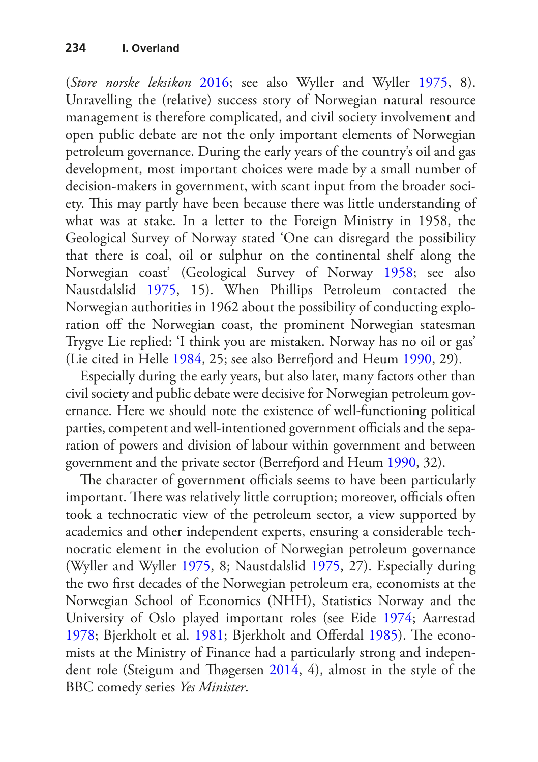(*Store norske leksikon* 2016; see also Wyller and Wyller 1975, 8). Unravelling the (relative) success story of Norwegian natural resource management is therefore complicated, and civil society involvement and open public debate are not the only important elements of Norwegian petroleum governance. During the early years of the country's oil and gas development, most important choices were made by a small number of decision-makers in government, with scant input from the broader society. This may partly have been because there was little understanding of what was at stake. In a letter to the Foreign Ministry in 1958, the Geological Survey of Norway stated 'One can disregard the possibility that there is coal, oil or sulphur on the continental shelf along the Norwegian coast' (Geological Survey of Norway 1958; see also Naustdalslid 1975, 15). When Phillips Petroleum contacted the Norwegian authorities in 1962 about the possibility of conducting exploration off the Norwegian coast, the prominent Norwegian statesman Trygve Lie replied: 'I think you are mistaken. Norway has no oil or gas' (Lie cited in Helle 1984, 25; see also Berrefjord and Heum 1990, 29).

Especially during the early years, but also later, many factors other than civil society and public debate were decisive for Norwegian petroleum governance. Here we should note the existence of well-functioning political parties, competent and well-intentioned government officials and the separation of powers and division of labour within government and between government and the private sector (Berrefjord and Heum 1990, 32).

The character of government officials seems to have been particularly important. There was relatively little corruption; moreover, officials often took a technocratic view of the petroleum sector, a view supported by academics and other independent experts, ensuring a considerable technocratic element in the evolution of Norwegian petroleum governance (Wyller and Wyller 1975, 8; Naustdalslid 1975, 27). Especially during the two first decades of the Norwegian petroleum era, economists at the Norwegian School of Economics (NHH), Statistics Norway and the University of Oslo played important roles (see Eide 1974; Aarrestad 1978; Bjerkholt et al. 1981; Bjerkholt and Offerdal 1985). The economists at the Ministry of Finance had a particularly strong and independent role (Steigum and Thøgersen 2014, 4), almost in the style of the BBC comedy series *Yes Minister*.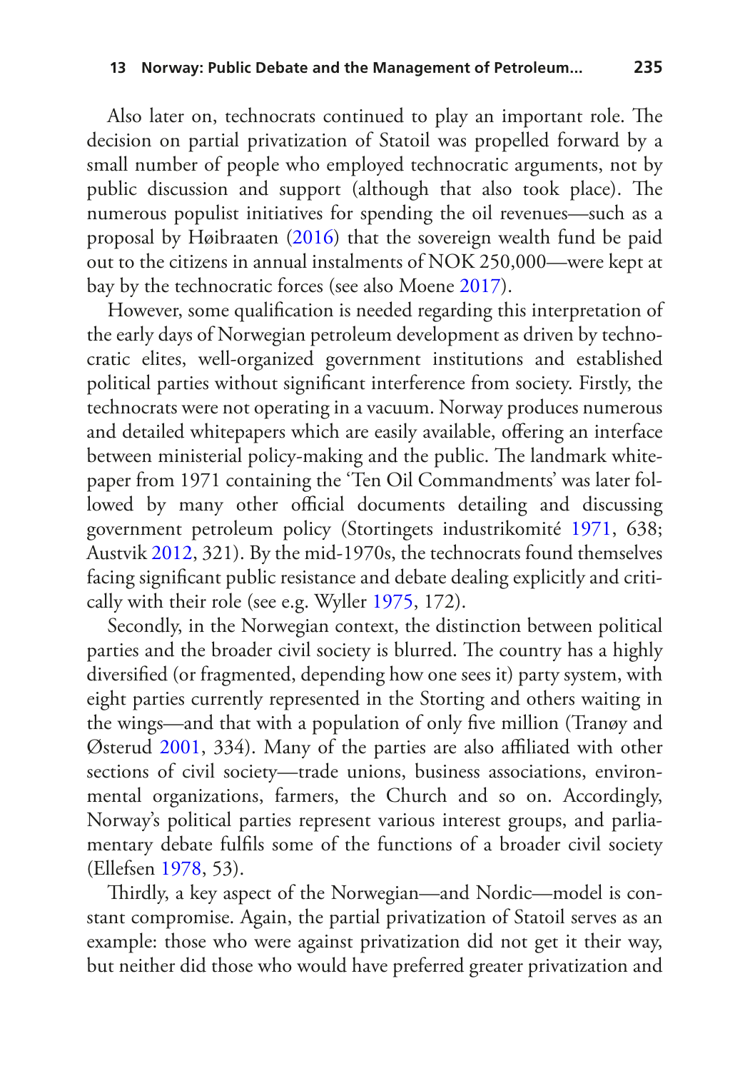Also later on, technocrats continued to play an important role. The decision on partial privatization of Statoil was propelled forward by a small number of people who employed technocratic arguments, not by public discussion and support (although that also took place). The numerous populist initiatives for spending the oil revenues—such as a proposal by Høibraaten (2016) that the sovereign wealth fund be paid out to the citizens in annual instalments of NOK 250,000—were kept at bay by the technocratic forces (see also Moene 2017).

However, some qualification is needed regarding this interpretation of the early days of Norwegian petroleum development as driven by technocratic elites, well-organized government institutions and established political parties without significant interference from society. Firstly, the technocrats were not operating in a vacuum. Norway produces numerous and detailed whitepapers which are easily available, offering an interface between ministerial policy-making and the public. The landmark whitepaper from 1971 containing the 'Ten Oil Commandments' was later followed by many other official documents detailing and discussing government petroleum policy (Stortingets industrikomité 1971, 638; Austvik 2012, 321). By the mid-1970s, the technocrats found themselves facing significant public resistance and debate dealing explicitly and critically with their role (see e.g. Wyller 1975, 172).

Secondly, in the Norwegian context, the distinction between political parties and the broader civil society is blurred. The country has a highly diversified (or fragmented, depending how one sees it) party system, with eight parties currently represented in the Storting and others waiting in the wings—and that with a population of only five million (Tranøy and Østerud 2001, 334). Many of the parties are also affiliated with other sections of civil society—trade unions, business associations, environmental organizations, farmers, the Church and so on. Accordingly, Norway's political parties represent various interest groups, and parliamentary debate fulfils some of the functions of a broader civil society (Ellefsen 1978, 53).

Thirdly, a key aspect of the Norwegian—and Nordic—model is constant compromise. Again, the partial privatization of Statoil serves as an example: those who were against privatization did not get it their way, but neither did those who would have preferred greater privatization and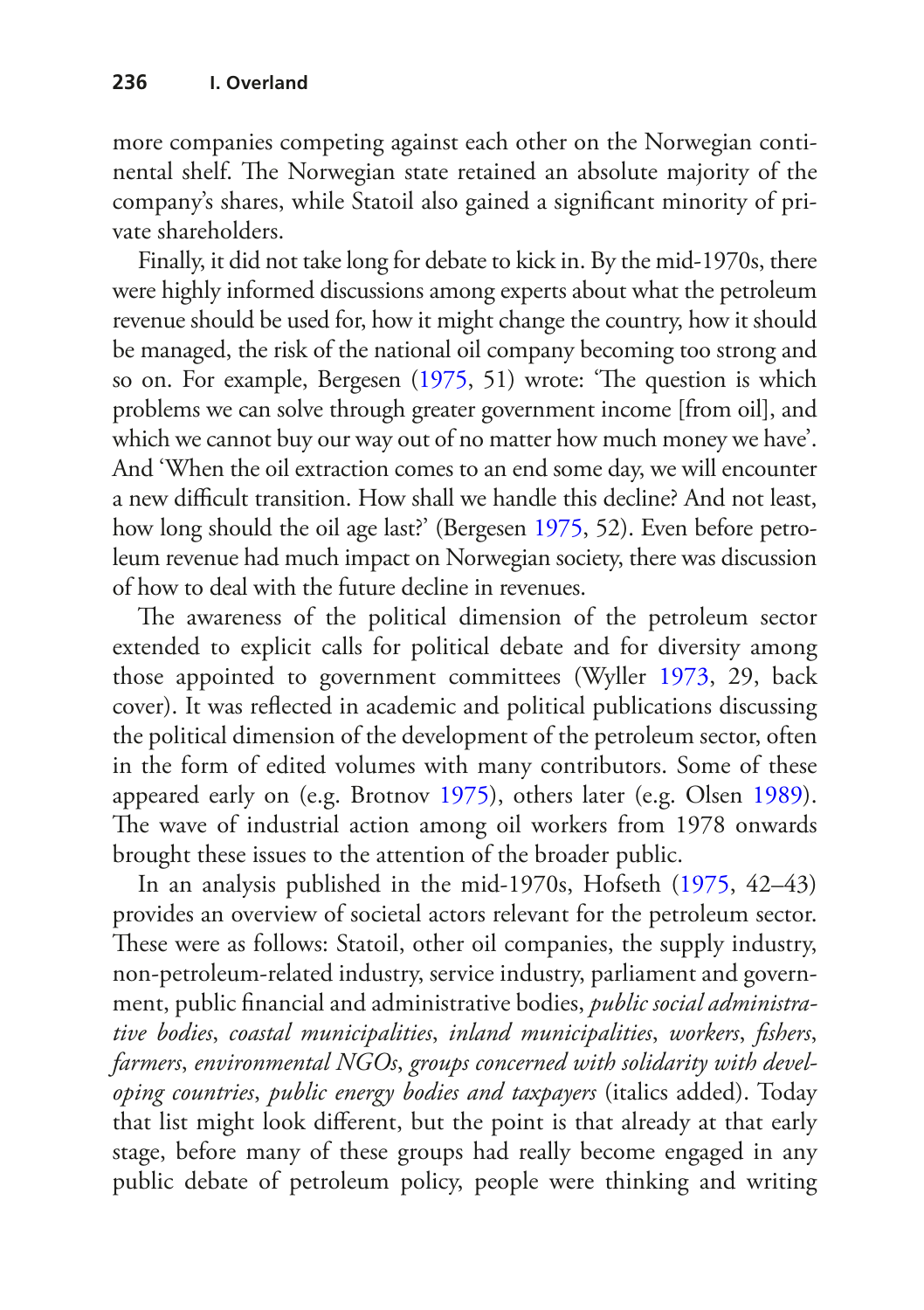more companies competing against each other on the Norwegian continental shelf. The Norwegian state retained an absolute majority of the company's shares, while Statoil also gained a significant minority of private shareholders.

Finally, it did not take long for debate to kick in. By the mid-1970s, there were highly informed discussions among experts about what the petroleum revenue should be used for, how it might change the country, how it should be managed, the risk of the national oil company becoming too strong and so on. For example, Bergesen (1975, 51) wrote: 'The question is which problems we can solve through greater government income [from oil], and which we cannot buy our way out of no matter how much money we have'. And 'When the oil extraction comes to an end some day, we will encounter a new difficult transition. How shall we handle this decline? And not least, how long should the oil age last?' (Bergesen 1975, 52). Even before petroleum revenue had much impact on Norwegian society, there was discussion of how to deal with the future decline in revenues.

The awareness of the political dimension of the petroleum sector extended to explicit calls for political debate and for diversity among those appointed to government committees (Wyller 1973, 29, back cover). It was reflected in academic and political publications discussing the political dimension of the development of the petroleum sector, often in the form of edited volumes with many contributors. Some of these appeared early on (e.g. Brotnov 1975), others later (e.g. Olsen 1989). The wave of industrial action among oil workers from 1978 onwards brought these issues to the attention of the broader public.

In an analysis published in the mid-1970s, Hofseth (1975, 42–43) provides an overview of societal actors relevant for the petroleum sector. These were as follows: Statoil, other oil companies, the supply industry, non-petroleum-related industry, service industry, parliament and government, public financial and administrative bodies, *public social administrative bodies*, *coastal municipalities*, *inland municipalities*, *workers*, *fishers*, *farmers*, *environmental NGOs*, *groups concerned with solidarity with developing countries*, *public energy bodies and taxpayers* (italics added). Today that list might look different, but the point is that already at that early stage, before many of these groups had really become engaged in any public debate of petroleum policy, people were thinking and writing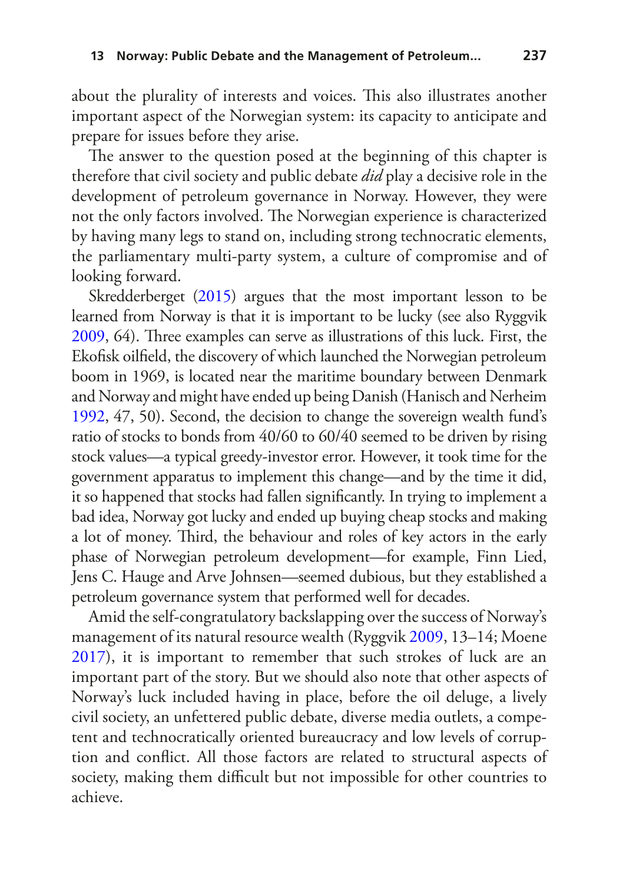about the plurality of interests and voices. This also illustrates another important aspect of the Norwegian system: its capacity to anticipate and prepare for issues before they arise.

The answer to the question posed at the beginning of this chapter is therefore that civil society and public debate *did* play a decisive role in the development of petroleum governance in Norway. However, they were not the only factors involved. The Norwegian experience is characterized by having many legs to stand on, including strong technocratic elements, the parliamentary multi-party system, a culture of compromise and of looking forward.

Skredderberget (2015) argues that the most important lesson to be learned from Norway is that it is important to be lucky (see also Ryggvik 2009, 64). Three examples can serve as illustrations of this luck. First, the Ekofisk oilfield, the discovery of which launched the Norwegian petroleum boom in 1969, is located near the maritime boundary between Denmark and Norway and might have ended up being Danish (Hanisch and Nerheim 1992, 47, 50). Second, the decision to change the sovereign wealth fund's ratio of stocks to bonds from 40/60 to 60/40 seemed to be driven by rising stock values—a typical greedy-investor error. However, it took time for the government apparatus to implement this change—and by the time it did, it so happened that stocks had fallen significantly. In trying to implement a bad idea, Norway got lucky and ended up buying cheap stocks and making a lot of money. Third, the behaviour and roles of key actors in the early phase of Norwegian petroleum development—for example, Finn Lied, Jens C. Hauge and Arve Johnsen—seemed dubious, but they established a petroleum governance system that performed well for decades.

Amid the self-congratulatory backslapping over the success of Norway's management of its natural resource wealth (Ryggvik 2009, 13–14; Moene 2017), it is important to remember that such strokes of luck are an important part of the story. But we should also note that other aspects of Norway's luck included having in place, before the oil deluge, a lively civil society, an unfettered public debate, diverse media outlets, a competent and technocratically oriented bureaucracy and low levels of corruption and conflict. All those factors are related to structural aspects of society, making them difficult but not impossible for other countries to achieve.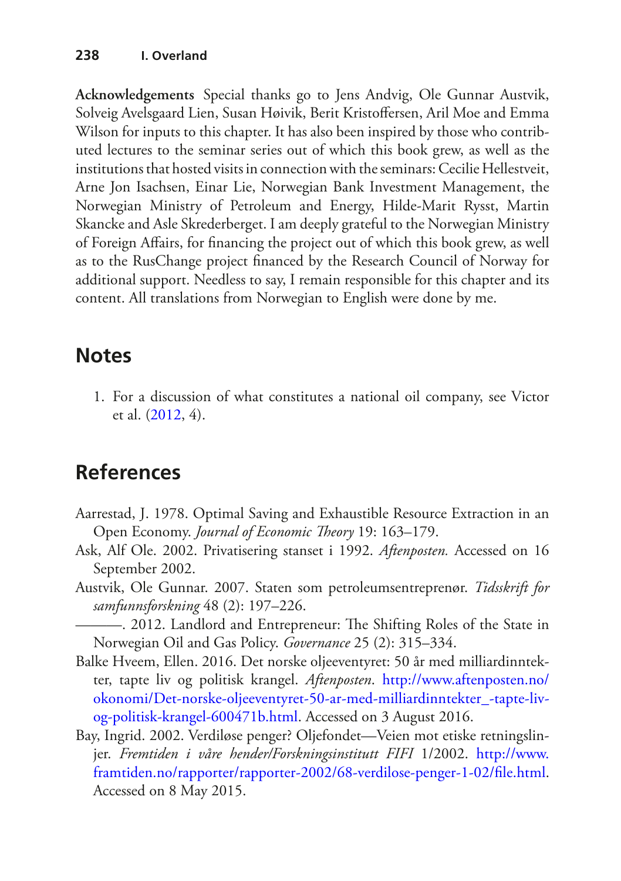**Acknowledgements** Special thanks go to Jens Andvig, Ole Gunnar Austvik, Solveig Avelsgaard Lien, Susan Høivik, Berit Kristoffersen, Aril Moe and Emma Wilson for inputs to this chapter. It has also been inspired by those who contributed lectures to the seminar series out of which this book grew, as well as the institutions that hosted visits in connection with the seminars: Cecilie Hellestveit, Arne Jon Isachsen, Einar Lie, Norwegian Bank Investment Management, the Norwegian Ministry of Petroleum and Energy, Hilde-Marit Rysst, Martin Skancke and Asle Skrederberget. I am deeply grateful to the Norwegian Ministry of Foreign Affairs, for financing the project out of which this book grew, as well as to the RusChange project financed by the Research Council of Norway for additional support. Needless to say, I remain responsible for this chapter and its content. All translations from Norwegian to English were done by me.

## Notes

1. For a discussion of what constitutes a national oil company, see Victor et al. (2012, 4).

## References

Aarrestad, J. 1978. Optimal Saving and Exhaustible Resource Extraction in an Open Economy. *Journal of Economic Theory* 19: 163–179.

Ask, Alf Ole. 2002. Privatisering stanset i 1992. *Aftenposten.* Accessed on 16 September 2002.

Austvik, Ole Gunnar. 2007. Staten som petroleumsentreprenør. *Tidsskrift for samfunnsforskning* 48 (2): 197–226.

———. 2012. Landlord and Entrepreneur: The Shifting Roles of the State in Norwegian Oil and Gas Policy. *Governance* 25 (2): 315–334.

Balke Hveem, Ellen. 2016. Det norske oljeeventyret: 50 år med milliardinntekter, tapte liv og politisk krangel. *Aftenposten*. http://www.aftenposten.no/okonomi/Det-norske-oljeeventyret-50-ar-med-milliardinntekter_-tapte-liv-og-politisk-krangel-600471b.html. Accessed on 3 August 2016.

Bay, Ingrid. 2002. Verdiløse penger? Oljefondet—Veien mot etiske retningslinjer. *Fremtiden i våre hender/Forskningsinstitutt FIFI* 1/2002. http://www.framtiden.no/rapporter/rapporter-2002/68-verdilose-penger-1-02/file.html. Accessed on 8 May 2015.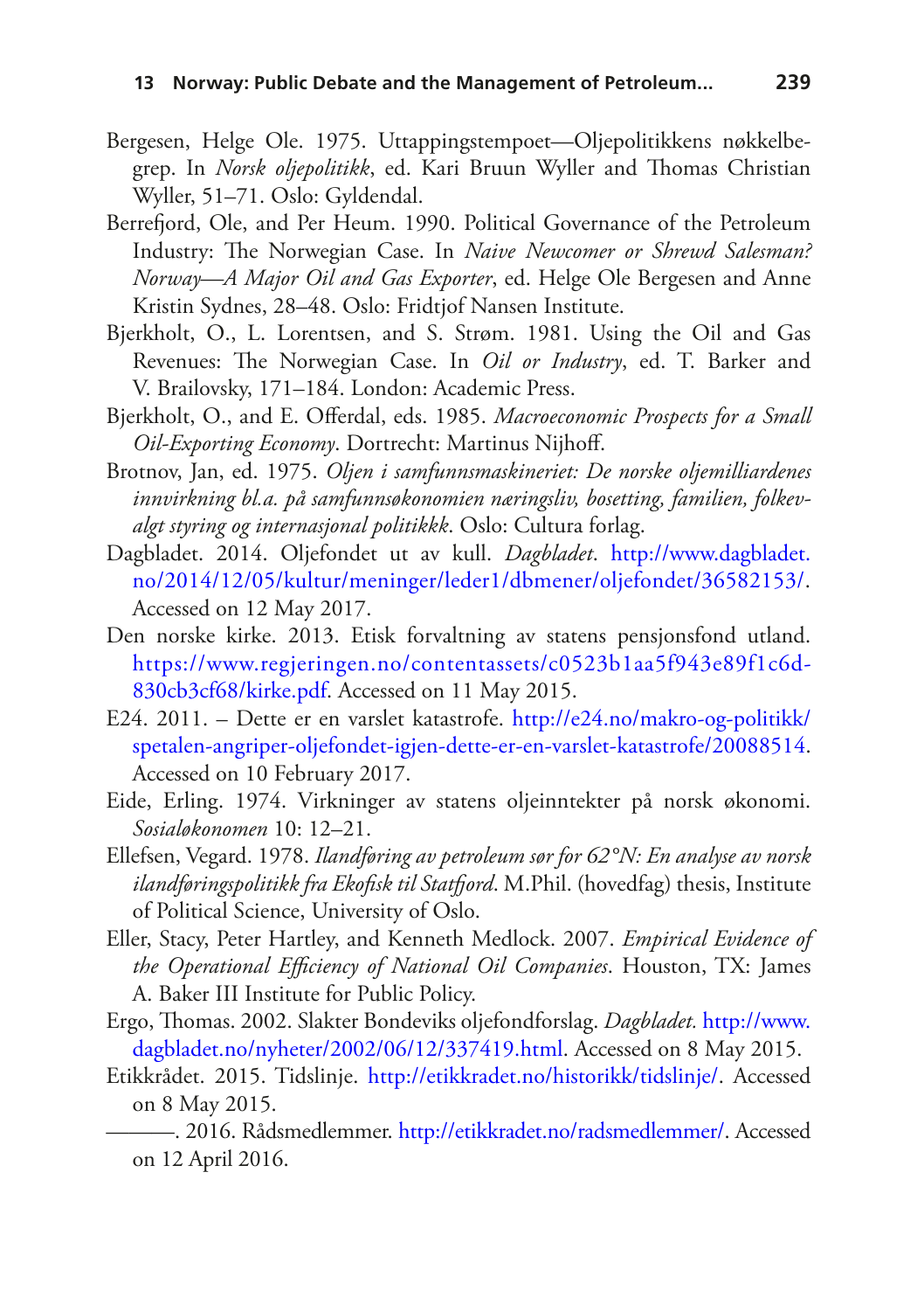Bergesen, Helge Ole. 1975. Uttappingstempoet—Oljepolitikkens nøkkelbegrep. In *Norsk oljepolitikk*, ed. Kari Bruun Wyller and Thomas Christian Wyller, 51–71. Oslo: Gyldendal.

Berrefjord, Ole, and Per Heum. 1990. Political Governance of the Petroleum Industry: The Norwegian Case. In *Naive Newcomer or Shrewd Salesman? Norway—A Major Oil and Gas Exporter*, ed. Helge Ole Bergesen and Anne Kristin Sydnes, 28–48. Oslo: Fridtjof Nansen Institute.

Bjerkholt, O., L. Lorentsen, and S. Strøm. 1981. Using the Oil and Gas Revenues: The Norwegian Case. In *Oil or Industry*, ed. T. Barker and V. Brailovsky, 171–184. London: Academic Press.

Bjerkholt, O., and E. Offerdal, eds. 1985. *Macroeconomic Prospects for a Small Oil-Exporting Economy*. Dortrecht: Martinus Nijhoff.

Brotnov, Jan, ed. 1975. *Oljen i samfunnsmaskineriet: De norske oljemilliardenes innvirkning bl.a. på samfunnsøkonomien næringsliv, bosetting, familien, folkevalgt styring og internasjonal politikkk*. Oslo: Cultura forlag.

Dagbladet. 2014. Oljefondet ut av kull. *Dagbladet*. http://www.dagbladet.no/2014/12/05/kultur/meninger/leder1/dbmener/oljefondet/36582153/. Accessed on 12 May 2017.

Den norske kirke. 2013. Etisk forvaltning av statens pensjonsfond utland. https://www.regjeringen.no/contentassets/c0523b1aa5f943e89f1c6d830cb3cf68/kirke.pdf. Accessed on 11 May 2015.

E24. 2011. – Dette er en varslet katastrofe. http://e24.no/makro-og-politikk/spetalen-angriper-oljefondet-igjen-dette-er-en-varslet-katastrofe/20088514. Accessed on 10 February 2017.

Eide, Erling. 1974. Virkninger av statens oljeinntekter på norsk økonomi. *Sosialøkonomen* 10: 12–21.

Ellefsen, Vegard. 1978. *Ilandføring av petroleum sør for 62°N: En analyse av norsk ilandføringspolitikk fra Ekofisk til Statfjord*. M.Phil. (hovedfag) thesis, Institute of Political Science, University of Oslo.

Eller, Stacy, Peter Hartley, and Kenneth Medlock. 2007. *Empirical Evidence of the Operational Efficiency of National Oil Companies*. Houston, TX: James A. Baker III Institute for Public Policy.

Ergo, Thomas. 2002. Slakter Bondeviks oljefondforslag. *Dagbladet.* http://www.dagbladet.no/nyheter/2002/06/12/337419.html. Accessed on 8 May 2015.

Etikkrådet. 2015. Tidslinje. http://etikkradet.no/historikk/tidslinje/. Accessed on 8 May 2015.

———. 2016. Rådsmedlemmer. http://etikkradet.no/radsmedlemmer/. Accessed on 12 April 2016.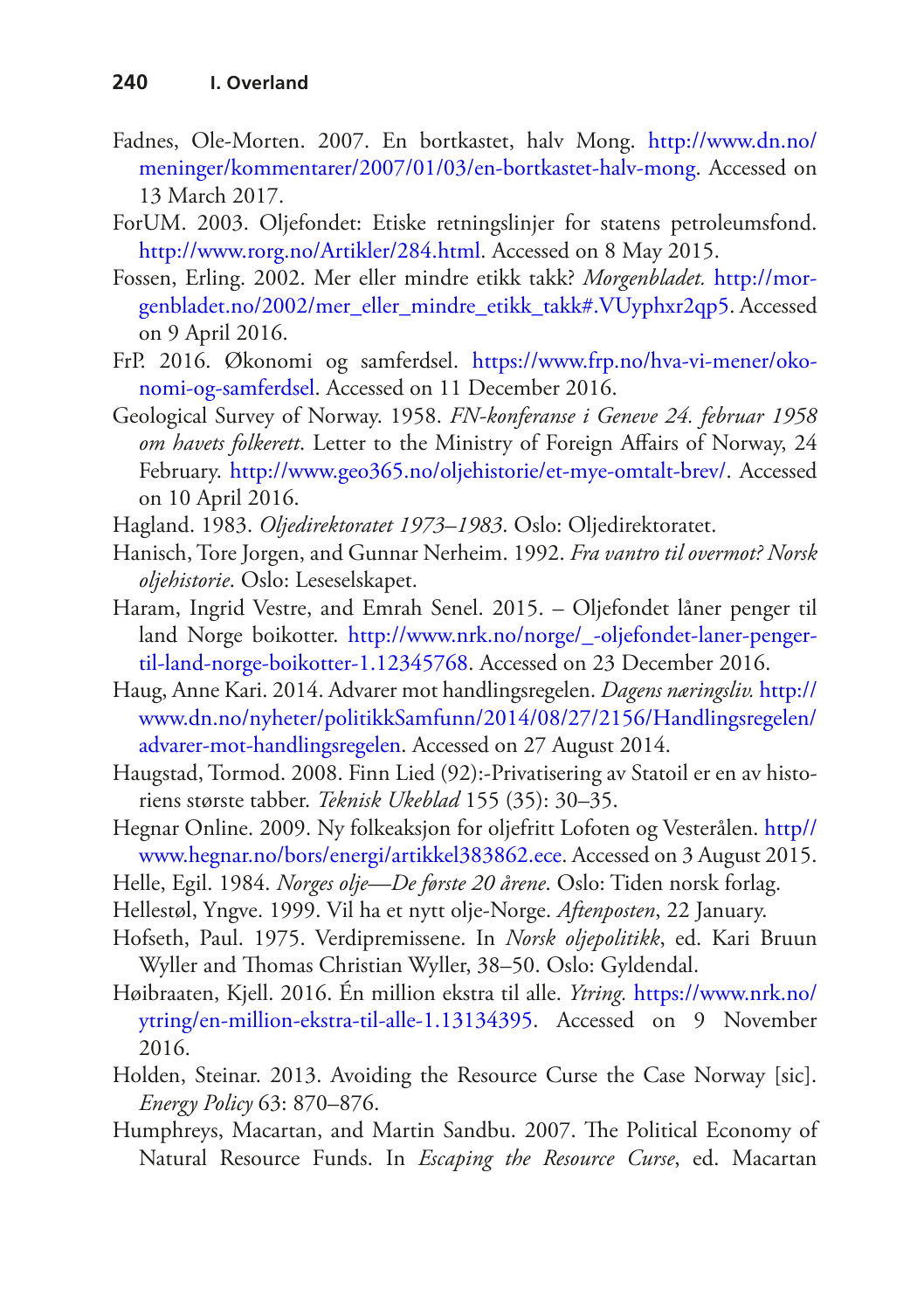Fadnes, Ole-Morten. 2007. En bortkastet, halv Mong. http://www.dn.no/meninger/kommentarer/2007/01/03/en-bortkastet-halv-mong. Accessed on 13 March 2017.

ForUM. 2003. Oljefondet: Etiske retningslinjer for statens petroleumsfond. http://www.rorg.no/Artikler/284.html. Accessed on 8 May 2015.

Fossen, Erling. 2002. Mer eller mindre etikk takk? *Morgenbladet.* http://morgenbladet.no/2002/mer_eller_mindre_etikk_takk#.VUyphxr2qp5. Accessed on 9 April 2016.

FrP. 2016. Økonomi og samferdsel. https://www.frp.no/hva-vi-mener/okonomi-og-samferdsel. Accessed on 11 December 2016.

Geological Survey of Norway. 1958. *FN-konferanse i Geneve 24. februar 1958 om havets folkerett*. Letter to the Ministry of Foreign Affairs of Norway, 24 February. http://www.geo365.no/oljehistorie/et-mye-omtalt-brev/. Accessed on 10 April 2016.

Hagland. 1983. *Oljedirektoratet 1973–1983*. Oslo: Oljedirektoratet.

Hanisch, Tore Jorgen, and Gunnar Nerheim. 1992. *Fra vantro til overmot? Norsk oljehistorie*. Oslo: Leseselskapet.

Haram, Ingrid Vestre, and Emrah Senel. 2015. – Oljefondet låner penger til land Norge boikotter. http://www.nrk.no/norge/_-oljefondet-laner-penger-til-land-norge-boikotter-1.12345768. Accessed on 23 December 2016.

Haug, Anne Kari. 2014. Advarer mot handlingsregelen. *Dagens næringsliv.* http://www.dn.no/nyheter/politikkSamfunn/2014/08/27/2156/Handlingsregelen/advarer-mot-handlingsregelen. Accessed on 27 August 2014.

Haugstad, Tormod. 2008. Finn Lied (92):-Privatisering av Statoil er en av historiens største tabber. *Teknisk Ukeblad* 155 (35): 30–35.

Hegnar Online. 2009. Ny folkeaksjon for oljefritt Lofoten og Vesterålen. http//www.hegnar.no/bors/energi/artikkel383862.ece. Accessed on 3 August 2015.

Helle, Egil. 1984. *Norges olje—De første 20 årene*. Oslo: Tiden norsk forlag.

Hellestøl, Yngve. 1999. Vil ha et nytt olje-Norge. *Aftenposten*, 22 January.

Hofseth, Paul. 1975. Verdipremissene. In *Norsk oljepolitikk*, ed. Kari Bruun Wyller and Thomas Christian Wyller, 38–50. Oslo: Gyldendal.

Høibraaten, Kjell. 2016. Én million ekstra til alle. *Ytring.* https://www.nrk.no/ytring/en-million-ekstra-til-alle-1.13134395. Accessed on 9 November 2016.

Holden, Steinar. 2013. Avoiding the Resource Curse the Case Norway [sic]. *Energy Policy* 63: 870–876.

Humphreys, Macartan, and Martin Sandbu. 2007. The Political Economy of Natural Resource Funds. In *Escaping the Resource Curse*, ed. Macartan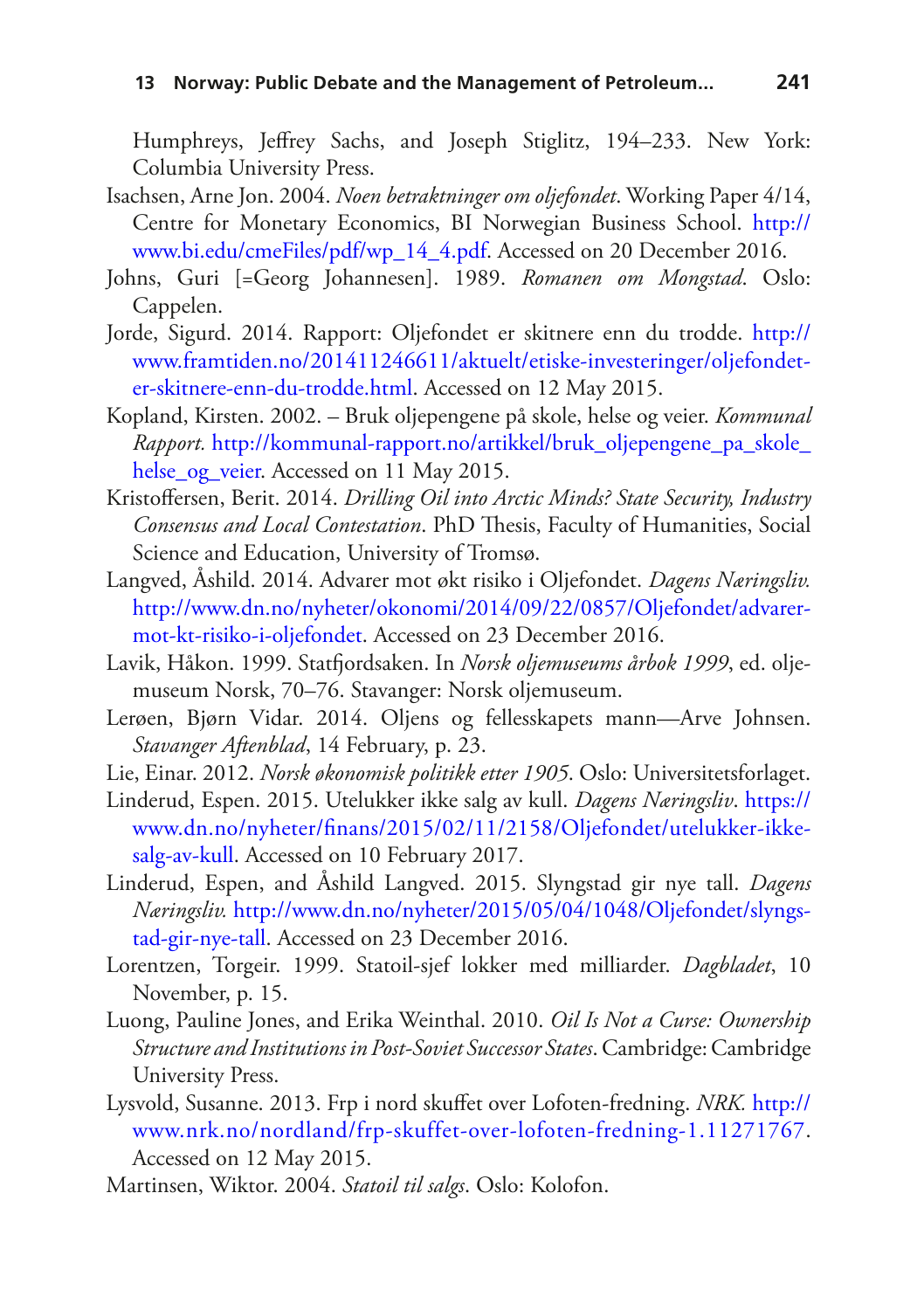Humphreys, Jeffrey Sachs, and Joseph Stiglitz, 194–233. New York: Columbia University Press.

Isachsen, Arne Jon. 2004. *Noen betraktninger om oljefondet*. Working Paper 4/14, Centre for Monetary Economics, BI Norwegian Business School. http://www.bi.edu/cmeFiles/pdf/wp_14_4.pdf. Accessed on 20 December 2016.

Johns, Guri [=Georg Johannesen]. 1989. *Romanen om Mongstad*. Oslo: Cappelen.

Jorde, Sigurd. 2014. Rapport: Oljefondet er skitnere enn du trodde. http://www.framtiden.no/201411246611/aktuelt/etiske-investeringer/oljefondet-er-skitnere-enn-du-trodde.html. Accessed on 12 May 2015.

Kopland, Kirsten. 2002. – Bruk oljepengene på skole, helse og veier. *Kommunal Rapport.* http://kommunal-rapport.no/artikkel/bruk_oljepengene_pa_skole_helse_og_veier. Accessed on 11 May 2015.

Kristoffersen, Berit. 2014. *Drilling Oil into Arctic Minds? State Security, Industry Consensus and Local Contestation*. PhD Thesis, Faculty of Humanities, Social Science and Education, University of Tromsø.

Langved, Åshild. 2014. Advarer mot økt risiko i Oljefondet. *Dagens Næringsliv.* http://www.dn.no/nyheter/okonomi/2014/09/22/0857/Oljefondet/advarer-mot-kt-risiko-i-oljefondet. Accessed on 23 December 2016.

Lavik, Håkon. 1999. Statfjordsaken. In *Norsk oljemuseums årbok 1999*, ed. oljemuseum Norsk, 70–76. Stavanger: Norsk oljemuseum.

Lerøen, Bjørn Vidar. 2014. Oljens og fellesskapets mann—Arve Johnsen. *Stavanger Aftenblad*, 14 February, p. 23.

Lie, Einar. 2012. *Norsk økonomisk politikk etter 1905*. Oslo: Universitetsforlaget.

Linderud, Espen. 2015. Utelukker ikke salg av kull. *Dagens Næringsliv*. https://www.dn.no/nyheter/finans/2015/02/11/2158/Oljefondet/utelukker-ikke-salg-av-kull. Accessed on 10 February 2017.

Linderud, Espen, and Åshild Langved. 2015. Slyngstad gir nye tall. *Dagens Næringsliv.* http://www.dn.no/nyheter/2015/05/04/1048/Oljefondet/slyngstad-gir-nye-tall. Accessed on 23 December 2016.

Lorentzen, Torgeir. 1999. Statoil-sjef lokker med milliarder. *Dagbladet*, 10 November, p. 15.

Luong, Pauline Jones, and Erika Weinthal. 2010. *Oil Is Not a Curse: Ownership Structure and Institutions in Post-Soviet Successor States*. Cambridge: Cambridge University Press.

Lysvold, Susanne. 2013. Frp i nord skuffet over Lofoten-fredning. *NRK.* http://www.nrk.no/nordland/frp-skuffet-over-lofoten-fredning-1.11271767. Accessed on 12 May 2015.

Martinsen, Wiktor. 2004. *Statoil til salgs*. Oslo: Kolofon.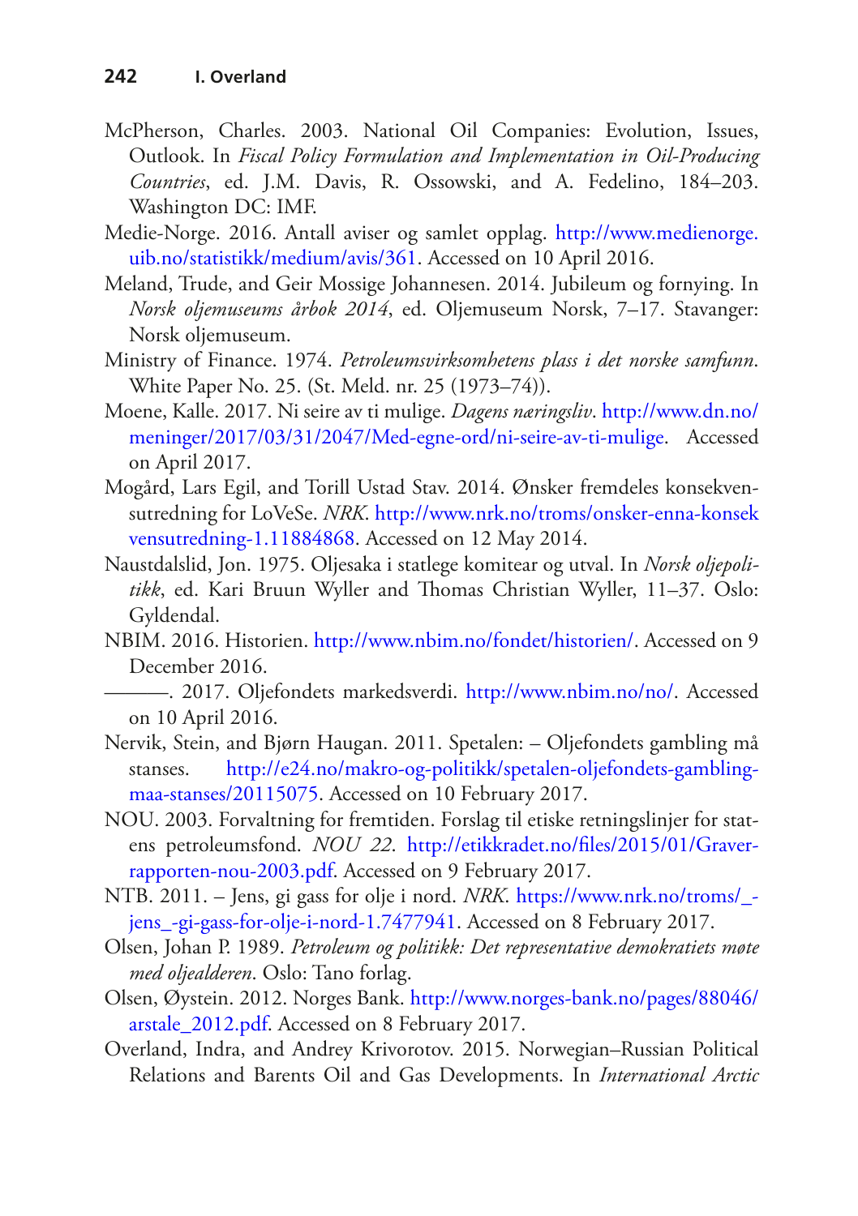McPherson, Charles. 2003. National Oil Companies: Evolution, Issues, Outlook. In *Fiscal Policy Formulation and Implementation in Oil-Producing Countries*, ed. J.M. Davis, R. Ossowski, and A. Fedelino, 184–203. Washington DC: IMF.

Medie-Norge. 2016. Antall aviser og samlet opplag. http://www.medienorge.uib.no/statistikk/medium/avis/361. Accessed on 10 April 2016.

Meland, Trude, and Geir Mossige Johannesen. 2014. Jubileum og fornying. In *Norsk oljemuseums årbok 2014*, ed. Oljemuseum Norsk, 7–17. Stavanger: Norsk oljemuseum.

Ministry of Finance. 1974. *Petroleumsvirksomhetens plass i det norske samfunn*. White Paper No. 25. (St. Meld. nr. 25 (1973–74)).

Moene, Kalle. 2017. Ni seire av ti mulige. *Dagens næringsliv*. http://www.dn.no/meninger/2017/03/31/2047/Med-egne-ord/ni-seire-av-ti-mulige. Accessed on April 2017.

Mogård, Lars Egil, and Torill Ustad Stav. 2014. Ønsker fremdeles konsekvensutredning for LoVeSe. *NRK*. http://www.nrk.no/troms/onsker-enna-konsekvensutredning-1.11884868. Accessed on 12 May 2014.

Naustdalslid, Jon. 1975. Oljesaka i statlege komitear og utval. In *Norsk oljepolitikk*, ed. Kari Bruun Wyller and Thomas Christian Wyller, 11–37. Oslo: Gyldendal.

NBIM. 2016. Historien. http://www.nbim.no/fondet/historien/. Accessed on 9 December 2016.

———. 2017. Oljefondets markedsverdi. http://www.nbim.no/no/. Accessed on 10 April 2016.

Nervik, Stein, and Bjørn Haugan. 2011. Spetalen: – Oljefondets gambling må stanses. http://e24.no/makro-og-politikk/spetalen-oljefondets-gambling-maa-stanses/20115075. Accessed on 10 February 2017.

NOU. 2003. Forvaltning for fremtiden. Forslag til etiske retningslinjer for statens petroleumsfond. *NOU 22*. http://etikkradet.no/files/2015/01/Graver-rapporten-nou-2003.pdf. Accessed on 9 February 2017.

NTB. 2011. – Jens, gi gass for olje i nord. *NRK*. https://www.nrk.no/troms/_-jens_-gi-gass-for-olje-i-nord-1.7477941. Accessed on 8 February 2017.

Olsen, Johan P. 1989. *Petroleum og politikk: Det representative demokratiets møte med oljealderen*. Oslo: Tano forlag.

Olsen, Øystein. 2012. Norges Bank. http://www.norges-bank.no/pages/88046/arstale_2012.pdf. Accessed on 8 February 2017.

Overland, Indra, and Andrey Krivorotov. 2015. Norwegian–Russian Political Relations and Barents Oil and Gas Developments. In *International Arctic*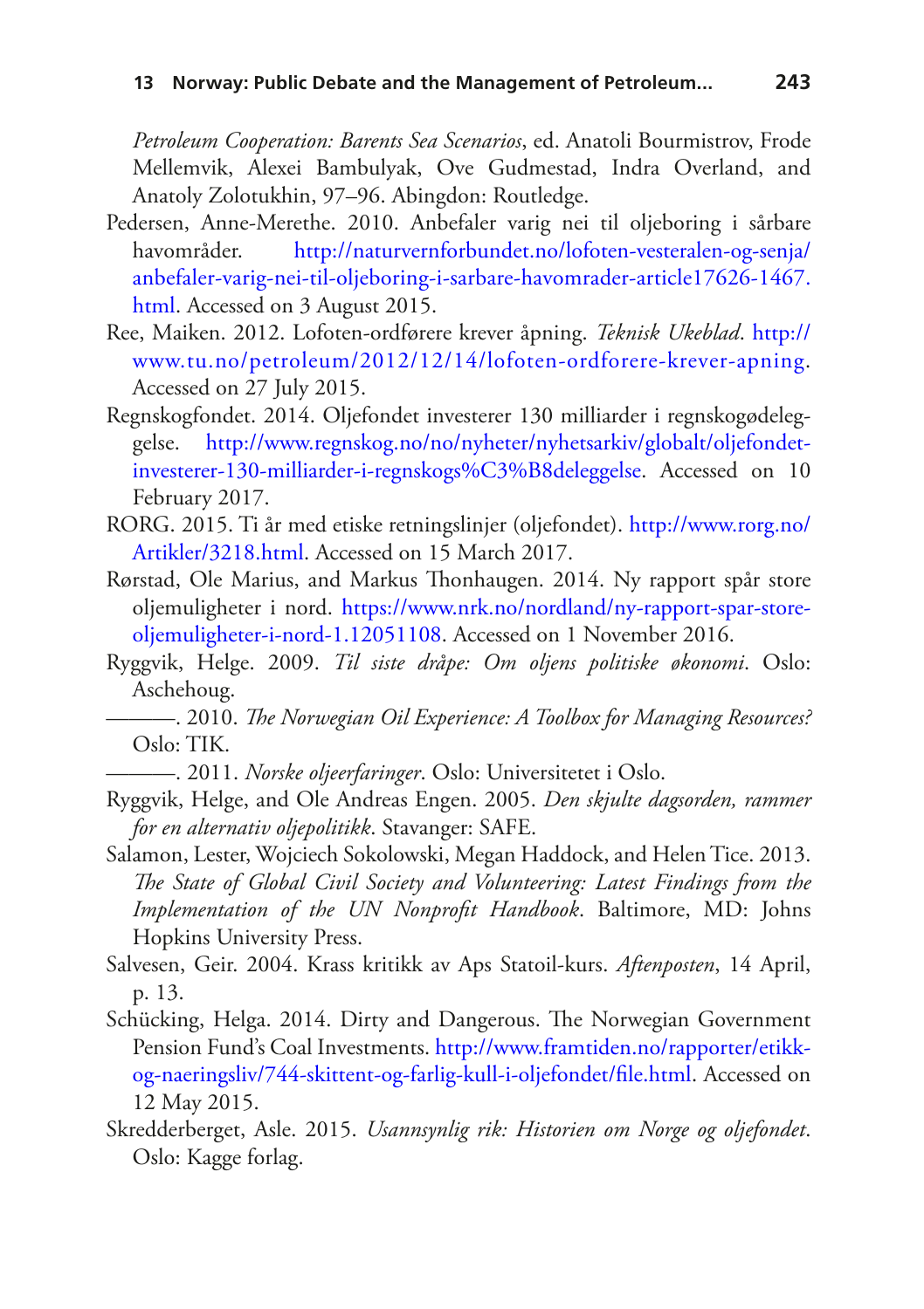*Petroleum Cooperation: Barents Sea Scenarios*, ed. Anatoli Bourmistrov, Frode Mellemvik, Alexei Bambulyak, Ove Gudmestad, Indra Overland, and Anatoly Zolotukhin, 97–96. Abingdon: Routledge.

Pedersen, Anne-Merethe. 2010. Anbefaler varig nei til oljeboring i sårbare havområder. http://naturvernforbundet.no/lofoten-vesteralen-og-senja/anbefaler-varig-nei-til-oljeboring-i-sarbare-havomrader-article17626-1467.html. Accessed on 3 August 2015.

Ree, Maiken. 2012. Lofoten-ordførere krever åpning. *Teknisk Ukeblad*. http://www.tu.no/petroleum/2012/12/14/lofoten-ordforere-krever-apning. Accessed on 27 July 2015.

Regnskogfondet. 2014. Oljefondet investerer 130 milliarder i regnskogødeleggelse. http://www.regnskog.no/no/nyheter/nyhetsarkiv/globalt/oljefondet-investerer-130-milliarder-i-regnskogs%C3%B8deleggelse. Accessed on 10 February 2017.

RORG. 2015. Ti år med etiske retningslinjer (oljefondet). http://www.rorg.no/Artikler/3218.html. Accessed on 15 March 2017.

Rørstad, Ole Marius, and Markus Thonhaugen. 2014. Ny rapport spår store oljemuligheter i nord. https://www.nrk.no/nordland/ny-rapport-spar-store-oljemuligheter-i-nord-1.12051108. Accessed on 1 November 2016.

Ryggvik, Helge. 2009. *Til siste dråpe: Om oljens politiske økonomi*. Oslo: Aschehoug.

———. 2010. *The Norwegian Oil Experience: A Toolbox for Managing Resources?* Oslo: TIK.

———. 2011. *Norske oljeerfaringer*. Oslo: Universitetet i Oslo.

Ryggvik, Helge, and Ole Andreas Engen. 2005. *Den skjulte dagsorden, rammer for en alternativ oljepolitikk*. Stavanger: SAFE.

Salamon, Lester, Wojciech Sokolowski, Megan Haddock, and Helen Tice. 2013. *The State of Global Civil Society and Volunteering: Latest Findings from the Implementation of the UN Nonprofit Handbook*. Baltimore, MD: Johns Hopkins University Press.

Salvesen, Geir. 2004. Krass kritikk av Aps Statoil-kurs. *Aftenposten*, 14 April, p. 13.

Schücking, Helga. 2014. Dirty and Dangerous. The Norwegian Government Pension Fund's Coal Investments. http://www.framtiden.no/rapporter/etikk-og-naeringsliv/744-skittent-og-farlig-kull-i-oljefondet/file.html. Accessed on 12 May 2015.

Skredderberget, Asle. 2015. *Usannsynlig rik: Historien om Norge og oljefondet*. Oslo: Kagge forlag.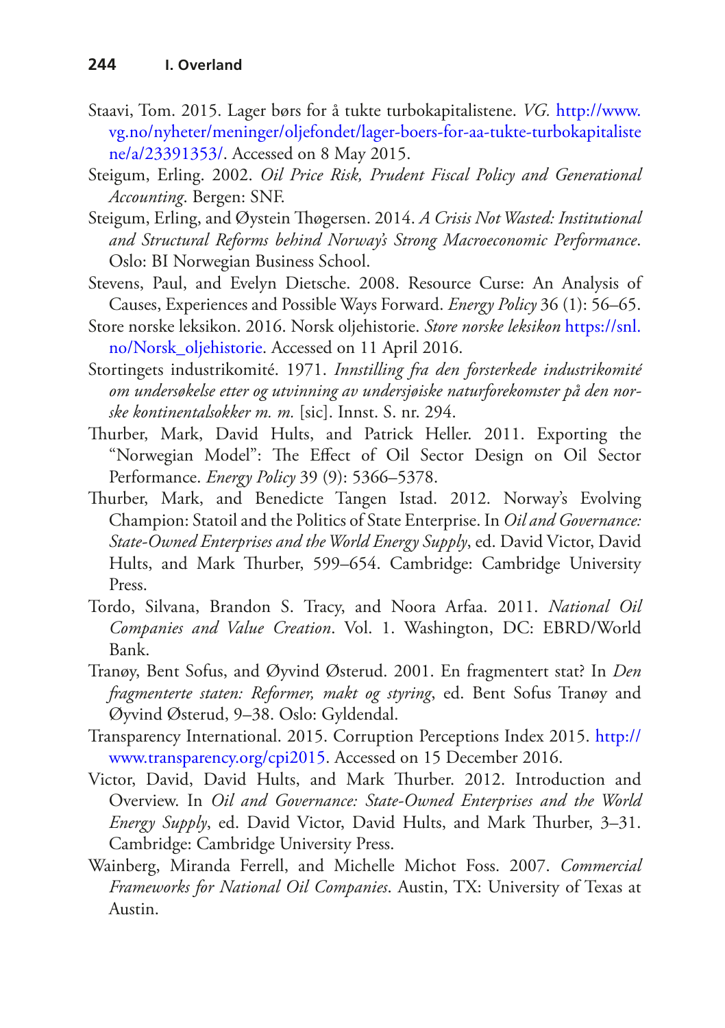Staavi, Tom. 2015. Lager børs for å tukte turbokapitalistene. *VG.* http://www.vg.no/nyheter/meninger/oljefondet/lager-boers-for-aa-tukte-turbokapitalistene/a/23391353/. Accessed on 8 May 2015.

Steigum, Erling. 2002. *Oil Price Risk, Prudent Fiscal Policy and Generational Accounting*. Bergen: SNF.

Steigum, Erling, and Øystein Thøgersen. 2014. *A Crisis Not Wasted: Institutional and Structural Reforms behind Norway's Strong Macroeconomic Performance*. Oslo: BI Norwegian Business School.

Stevens, Paul, and Evelyn Dietsche. 2008. Resource Curse: An Analysis of Causes, Experiences and Possible Ways Forward. *Energy Policy* 36 (1): 56–65.

Store norske leksikon. 2016. Norsk oljehistorie. *Store norske leksikon* https://snl.no/Norsk_oljehistorie. Accessed on 11 April 2016.

Stortingets industrikomité. 1971. *Innstilling fra den forsterkede industrikomité om undersøkelse etter og utvinning av undersjøiske naturforekomster på den norske kontinentalsokker m. m.* [sic]. Innst. S. nr. 294.

Thurber, Mark, David Hults, and Patrick Heller. 2011. Exporting the "Norwegian Model": The Effect of Oil Sector Design on Oil Sector Performance. *Energy Policy* 39 (9): 5366–5378.

Thurber, Mark, and Benedicte Tangen Istad. 2012. Norway's Evolving Champion: Statoil and the Politics of State Enterprise. In *Oil and Governance: State-Owned Enterprises and the World Energy Supply*, ed. David Victor, David Hults, and Mark Thurber, 599–654. Cambridge: Cambridge University Press.

Tordo, Silvana, Brandon S. Tracy, and Noora Arfaa. 2011. *National Oil Companies and Value Creation*. Vol. 1. Washington, DC: EBRD/World Bank.

Tranøy, Bent Sofus, and Øyvind Østerud. 2001. En fragmentert stat? In *Den fragmenterte staten: Reformer, makt og styring*, ed. Bent Sofus Tranøy and Øyvind Østerud, 9–38. Oslo: Gyldendal.

Transparency International. 2015. Corruption Perceptions Index 2015. http://www.transparency.org/cpi2015. Accessed on 15 December 2016.

Victor, David, David Hults, and Mark Thurber. 2012. Introduction and Overview. In *Oil and Governance: State-Owned Enterprises and the World Energy Supply*, ed. David Victor, David Hults, and Mark Thurber, 3–31. Cambridge: Cambridge University Press.

Wainberg, Miranda Ferrell, and Michelle Michot Foss. 2007. *Commercial Frameworks for National Oil Companies*. Austin, TX: University of Texas at Austin.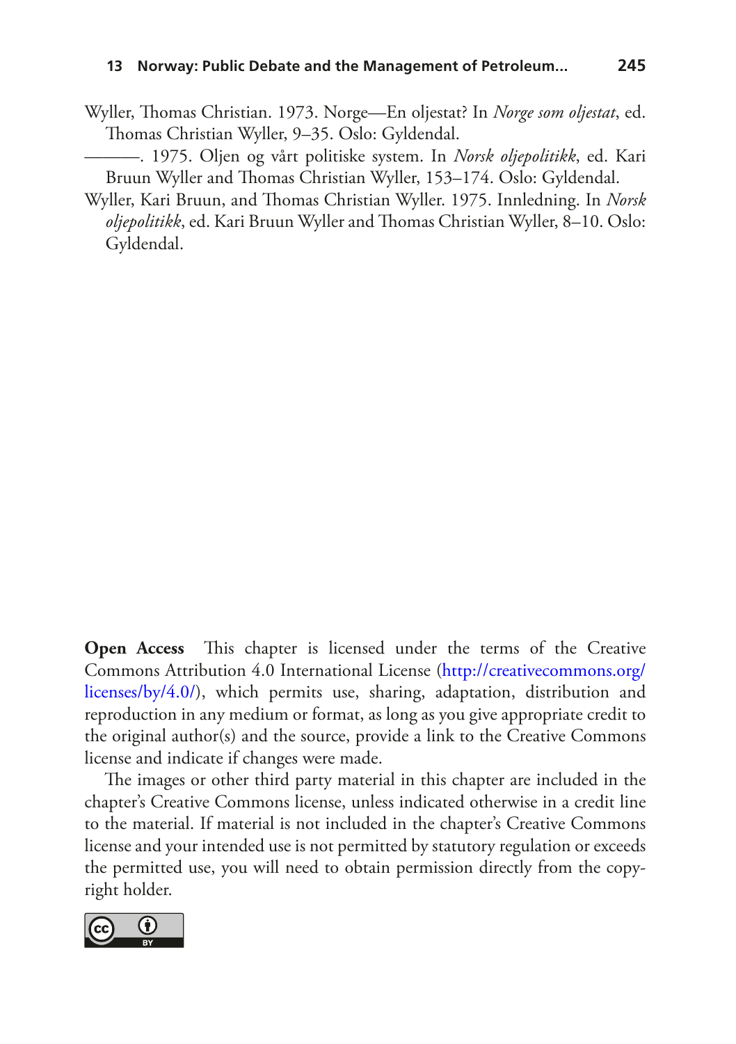Wyller, Thomas Christian. 1973. Norge—En oljestat? In *Norge som oljestat*, ed. Thomas Christian Wyller, 9–35. Oslo: Gyldendal.

———. 1975. Oljen og vårt politiske system. In *Norsk oljepolitikk*, ed. Kari Bruun Wyller and Thomas Christian Wyller, 153–174. Oslo: Gyldendal.

Wyller, Kari Bruun, and Thomas Christian Wyller. 1975. Innledning. In *Norsk oljepolitikk*, ed. Kari Bruun Wyller and Thomas Christian Wyller, 8–10. Oslo: Gyldendal.

**Open Access** This chapter is licensed under the terms of the Creative Commons Attribution 4.0 International License (http://creativecommons.org/licenses/by/4.0/), which permits use, sharing, adaptation, distribution and reproduction in any medium or format, as long as you give appropriate credit to the original author(s) and the source, provide a link to the Creative Commons license and indicate if changes were made.

The images or other third party material in this chapter are included in the chapter's Creative Commons license, unless indicated otherwise in a credit line to the material. If material is not included in the chapter's Creative Commons license and your intended use is not permitted by statutory regulation or exceeds the permitted use, you will need to obtain permission directly from the copyright holder.